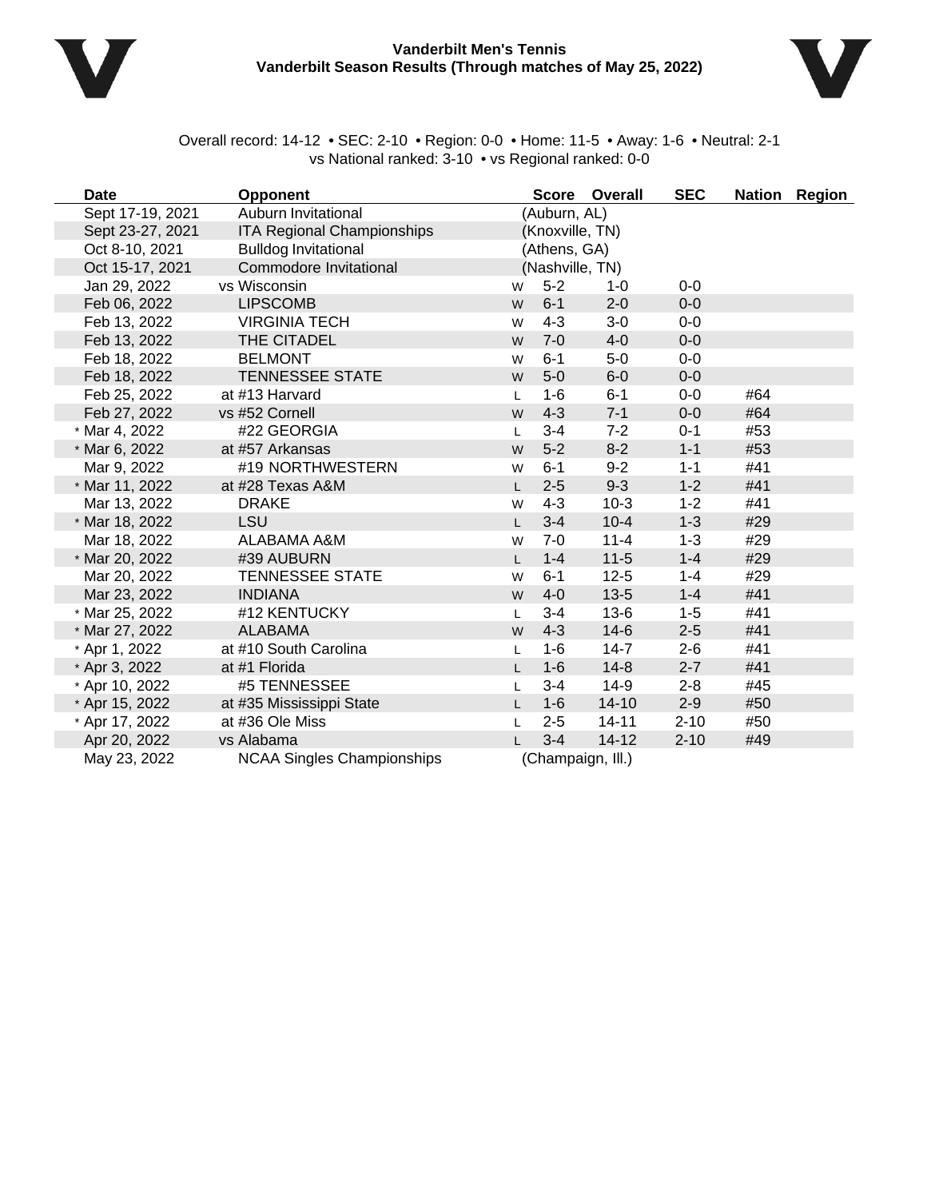**Vanderbilt Men's Tennis**
**Vanderbilt Season Results (Through matches of May 25, 2022)**

Overall record: 14-12 • SEC: 2-10 • Region: 0-0 • Home: 11-5 • Away: 1-6 • Neutral: 2-1
vs National ranked: 3-10 • vs Regional ranked: 0-0

| Date | Opponent | | Score | Overall | SEC | Nation | Region |
|---|---|---|---|---|---|---|---|
| Sept 17-19, 2021 | Auburn Invitational | | (Auburn, AL) | | | | |
| Sept 23-27, 2021 | ITA Regional Championships | | (Knoxville, TN) | | | | |
| Oct 8-10, 2021 | Bulldog Invitational | | (Athens, GA) | | | | |
| Oct 15-17, 2021 | Commodore Invitational | | (Nashville, TN) | | | | |
| Jan 29, 2022 | vs Wisconsin | W | 5-2 | 1-0 | 0-0 | | |
| Feb 06, 2022 | LIPSCOMB | W | 6-1 | 2-0 | 0-0 | | |
| Feb 13, 2022 | VIRGINIA TECH | W | 4-3 | 3-0 | 0-0 | | |
| Feb 13, 2022 | THE CITADEL | W | 7-0 | 4-0 | 0-0 | | |
| Feb 18, 2022 | BELMONT | W | 6-1 | 5-0 | 0-0 | | |
| Feb 18, 2022 | TENNESSEE STATE | W | 5-0 | 6-0 | 0-0 | | |
| Feb 25, 2022 | at #13 Harvard | L | 1-6 | 6-1 | 0-0 | #64 | |
| Feb 27, 2022 | vs #52 Cornell | W | 4-3 | 7-1 | 0-0 | #64 | |
| * Mar 4, 2022 | #22 GEORGIA | L | 3-4 | 7-2 | 0-1 | #53 | |
| * Mar 6, 2022 | at #57 Arkansas | W | 5-2 | 8-2 | 1-1 | #53 | |
| Mar 9, 2022 | #19 NORTHWESTERN | W | 6-1 | 9-2 | 1-1 | #41 | |
| * Mar 11, 2022 | at #28 Texas A&M | L | 2-5 | 9-3 | 1-2 | #41 | |
| Mar 13, 2022 | DRAKE | W | 4-3 | 10-3 | 1-2 | #41 | |
| * Mar 18, 2022 | LSU | L | 3-4 | 10-4 | 1-3 | #29 | |
| Mar 18, 2022 | ALABAMA A&M | W | 7-0 | 11-4 | 1-3 | #29 | |
| * Mar 20, 2022 | #39 AUBURN | L | 1-4 | 11-5 | 1-4 | #29 | |
| Mar 20, 2022 | TENNESSEE STATE | W | 6-1 | 12-5 | 1-4 | #29 | |
| Mar 23, 2022 | INDIANA | W | 4-0 | 13-5 | 1-4 | #41 | |
| * Mar 25, 2022 | #12 KENTUCKY | L | 3-4 | 13-6 | 1-5 | #41 | |
| * Mar 27, 2022 | ALABAMA | W | 4-3 | 14-6 | 2-5 | #41 | |
| * Apr 1, 2022 | at #10 South Carolina | L | 1-6 | 14-7 | 2-6 | #41 | |
| * Apr 3, 2022 | at #1 Florida | L | 1-6 | 14-8 | 2-7 | #41 | |
| * Apr 10, 2022 | #5 TENNESSEE | L | 3-4 | 14-9 | 2-8 | #45 | |
| * Apr 15, 2022 | at #35 Mississippi State | L | 1-6 | 14-10 | 2-9 | #50 | |
| * Apr 17, 2022 | at #36 Ole Miss | L | 2-5 | 14-11 | 2-10 | #50 | |
| Apr 20, 2022 | vs Alabama | L | 3-4 | 14-12 | 2-10 | #49 | |
| May 23, 2022 | NCAA Singles Championships | | (Champaign, Ill.) | | | | |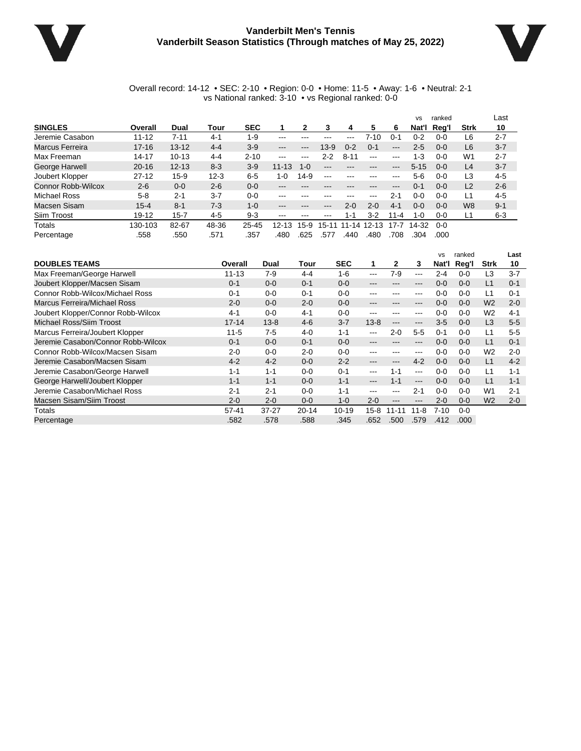# Vanderbilt Men's Tennis
## Vanderbilt Season Statistics (Through matches of May 25, 2022)

Overall record: 14-12 • SEC: 2-10 • Region: 0-0 • Home: 11-5 • Away: 1-6 • Neutral: 2-1
vs National ranked: 3-10 • vs Regional ranked: 0-0

| SINGLES | Overall | Dual | Tour | SEC | 1 | 2 | 3 | 4 | 5 | 6 | vs Nat'l | ranked Reg'l | Strk | Last 10 |
|---|---|---|---|---|---|---|---|---|---|---|---|---|---|---|
| Jeremie Casabon | 11-12 | 7-11 | 4-1 | 1-9 | --- | --- | --- | --- | 7-10 | 0-1 | 0-2 | 0-0 | L6 | 2-7 |
| Marcus Ferreira | 17-16 | 13-12 | 4-4 | 3-9 | --- | --- | 13-9 | 0-2 | 0-1 | --- | 2-5 | 0-0 | L6 | 3-7 |
| Max Freeman | 14-17 | 10-13 | 4-4 | 2-10 | --- | --- | 2-2 | 8-11 | --- | --- | 1-3 | 0-0 | W1 | 2-7 |
| George Harwell | 20-16 | 12-13 | 8-3 | 3-9 | 11-13 | 1-0 | --- | --- | --- | --- | 5-15 | 0-0 | L4 | 3-7 |
| Joubert Klopper | 27-12 | 15-9 | 12-3 | 6-5 | 1-0 | 14-9 | --- | --- | --- | --- | 5-6 | 0-0 | L3 | 4-5 |
| Connor Robb-Wilcox | 2-6 | 0-0 | 2-6 | 0-0 | --- | --- | --- | --- | --- | --- | 0-1 | 0-0 | L2 | 2-6 |
| Michael Ross | 5-8 | 2-1 | 3-7 | 0-0 | --- | --- | --- | --- | --- | 2-1 | 0-0 | 0-0 | L1 | 4-5 |
| Macsen Sisam | 15-4 | 8-1 | 7-3 | 1-0 | --- | --- | --- | 2-0 | 2-0 | 4-1 | 0-0 | 0-0 | W8 | 9-1 |
| Siim Troost | 19-12 | 15-7 | 4-5 | 9-3 | --- | --- | --- | 1-1 | 3-2 | 11-4 | 1-0 | 0-0 | L1 | 6-3 |
| Totals | 130-103 | 82-67 | 48-36 | 25-45 | 12-13 | 15-9 | 15-11 | 11-14 | 12-13 | 17-7 | 14-32 | 0-0 | | |
| Percentage | .558 | .550 | .571 | .357 | .480 | .625 | .577 | .440 | .480 | .708 | .304 | .000 | | |

| DOUBLES TEAMS | Overall | Dual | Tour | SEC | 1 | 2 | 3 | vs Nat'l | ranked Reg'l | Strk | Last 10 |
|---|---|---|---|---|---|---|---|---|---|---|---|
| Max Freeman/George Harwell | 11-13 | 7-9 | 4-4 | 1-6 | --- | 7-9 | --- | 2-4 | 0-0 | L3 | 3-7 |
| Joubert Klopper/Macsen Sisam | 0-1 | 0-0 | 0-1 | 0-0 | --- | --- | --- | 0-0 | 0-0 | L1 | 0-1 |
| Connor Robb-Wilcox/Michael Ross | 0-1 | 0-0 | 0-1 | 0-0 | --- | --- | --- | 0-0 | 0-0 | L1 | 0-1 |
| Marcus Ferreira/Michael Ross | 2-0 | 0-0 | 2-0 | 0-0 | --- | --- | --- | 0-0 | 0-0 | W2 | 2-0 |
| Joubert Klopper/Connor Robb-Wilcox | 4-1 | 0-0 | 4-1 | 0-0 | --- | --- | --- | 0-0 | 0-0 | W2 | 4-1 |
| Michael Ross/Siim Troost | 17-14 | 13-8 | 4-6 | 3-7 | 13-8 | --- | --- | 3-5 | 0-0 | L3 | 5-5 |
| Marcus Ferreira/Joubert Klopper | 11-5 | 7-5 | 4-0 | 1-1 | --- | 2-0 | 5-5 | 0-1 | 0-0 | L1 | 5-5 |
| Jeremie Casabon/Connor Robb-Wilcox | 0-1 | 0-0 | 0-1 | 0-0 | --- | --- | --- | 0-0 | 0-0 | L1 | 0-1 |
| Connor Robb-Wilcox/Macsen Sisam | 2-0 | 0-0 | 2-0 | 0-0 | --- | --- | --- | 0-0 | 0-0 | W2 | 2-0 |
| Jeremie Casabon/Macsen Sisam | 4-2 | 4-2 | 0-0 | 2-2 | --- | --- | 4-2 | 0-0 | 0-0 | L1 | 4-2 |
| Jeremie Casabon/George Harwell | 1-1 | 1-1 | 0-0 | 0-1 | --- | 1-1 | --- | 0-0 | 0-0 | L1 | 1-1 |
| George Harwell/Joubert Klopper | 1-1 | 1-1 | 0-0 | 1-1 | --- | 1-1 | --- | 0-0 | 0-0 | L1 | 1-1 |
| Jeremie Casabon/Michael Ross | 2-1 | 2-1 | 0-0 | 1-1 | --- | --- | 2-1 | 0-0 | 0-0 | W1 | 2-1 |
| Macsen Sisam/Siim Troost | 2-0 | 2-0 | 0-0 | 1-0 | 2-0 | --- | --- | 2-0 | 0-0 | W2 | 2-0 |
| Totals | 57-41 | 37-27 | 20-14 | 10-19 | 15-8 | 11-11 | 11-8 | 7-10 | 0-0 | | |
| Percentage | .582 | .578 | .588 | .345 | .652 | .500 | .579 | .412 | .000 | | |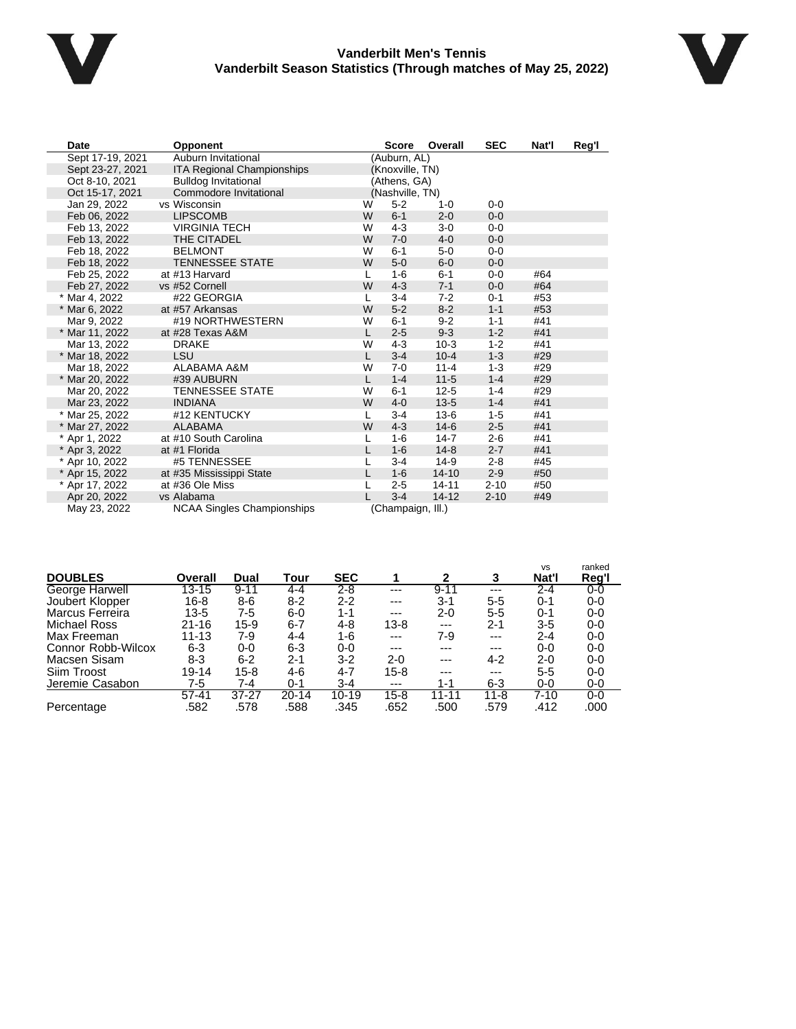# Vanderbilt Men's Tennis

## Vanderbilt Season Statistics (Through matches of May 25, 2022)

| Date | Opponent | | Score | Overall | SEC | Nat'l | Reg'l |
|---|---|---|---|---|---|---|---|
| Sept 17-19, 2021 | Auburn Invitational | | (Auburn, AL) | | | | |
| Sept 23-27, 2021 | ITA Regional Championships | | (Knoxville, TN) | | | | |
| Oct 8-10, 2021 | Bulldog Invitational | | (Athens, GA) | | | | |
| Oct 15-17, 2021 | Commodore Invitational | | (Nashville, TN) | | | | |
| Jan 29, 2022 | vs Wisconsin | W | 5-2 | 1-0 | 0-0 | | |
| Feb 06, 2022 | LIPSCOMB | W | 6-1 | 2-0 | 0-0 | | |
| Feb 13, 2022 | VIRGINIA TECH | W | 4-3 | 3-0 | 0-0 | | |
| Feb 13, 2022 | THE CITADEL | W | 7-0 | 4-0 | 0-0 | | |
| Feb 18, 2022 | BELMONT | W | 6-1 | 5-0 | 0-0 | | |
| Feb 18, 2022 | TENNESSEE STATE | W | 5-0 | 6-0 | 0-0 | | |
| Feb 25, 2022 | at #13 Harvard | L | 1-6 | 6-1 | 0-0 | #64 | |
| Feb 27, 2022 | vs #52 Cornell | W | 4-3 | 7-1 | 0-0 | #64 | |
| * Mar 4, 2022 | #22 GEORGIA | L | 3-4 | 7-2 | 0-1 | #53 | |
| * Mar 6, 2022 | at #57 Arkansas | W | 5-2 | 8-2 | 1-1 | #53 | |
| Mar 9, 2022 | #19 NORTHWESTERN | W | 6-1 | 9-2 | 1-1 | #41 | |
| * Mar 11, 2022 | at #28 Texas A&M | L | 2-5 | 9-3 | 1-2 | #41 | |
| Mar 13, 2022 | DRAKE | W | 4-3 | 10-3 | 1-2 | #41 | |
| * Mar 18, 2022 | LSU | L | 3-4 | 10-4 | 1-3 | #29 | |
| Mar 18, 2022 | ALABAMA A&M | W | 7-0 | 11-4 | 1-3 | #29 | |
| * Mar 20, 2022 | #39 AUBURN | L | 1-4 | 11-5 | 1-4 | #29 | |
| Mar 20, 2022 | TENNESSEE STATE | W | 6-1 | 12-5 | 1-4 | #29 | |
| Mar 23, 2022 | INDIANA | W | 4-0 | 13-5 | 1-4 | #41 | |
| * Mar 25, 2022 | #12 KENTUCKY | L | 3-4 | 13-6 | 1-5 | #41 | |
| * Mar 27, 2022 | ALABAMA | W | 4-3 | 14-6 | 2-5 | #41 | |
| * Apr 1, 2022 | at #10 South Carolina | L | 1-6 | 14-7 | 2-6 | #41 | |
| * Apr 3, 2022 | at #1 Florida | L | 1-6 | 14-8 | 2-7 | #41 | |
| * Apr 10, 2022 | #5 TENNESSEE | L | 3-4 | 14-9 | 2-8 | #45 | |
| * Apr 15, 2022 | at #35 Mississippi State | L | 1-6 | 14-10 | 2-9 | #50 | |
| * Apr 17, 2022 | at #36 Ole Miss | L | 2-5 | 14-11 | 2-10 | #50 | |
| Apr 20, 2022 | vs Alabama | L | 3-4 | 14-12 | 2-10 | #49 | |
| May 23, 2022 | NCAA Singles Championships | | (Champaign, Ill.) | | | | |

| DOUBLES | Overall | Dual | Tour | SEC | 1 | 2 | 3 | vs Nat'l | ranked Reg'l |
|---|---|---|---|---|---|---|---|---|---|
| George Harwell | 13-15 | 9-11 | 4-4 | 2-8 | --- | 9-11 | --- | 2-4 | 0-0 |
| Joubert Klopper | 16-8 | 8-6 | 8-2 | 2-2 | --- | 3-1 | 5-5 | 0-1 | 0-0 |
| Marcus Ferreira | 13-5 | 7-5 | 6-0 | 1-1 | --- | 2-0 | 5-5 | 0-1 | 0-0 |
| Michael Ross | 21-16 | 15-9 | 6-7 | 4-8 | 13-8 | --- | 2-1 | 3-5 | 0-0 |
| Max Freeman | 11-13 | 7-9 | 4-4 | 1-6 | --- | 7-9 | --- | 2-4 | 0-0 |
| Connor Robb-Wilcox | 6-3 | 0-0 | 6-3 | 0-0 | --- | --- | --- | 0-0 | 0-0 |
| Macsen Sisam | 8-3 | 6-2 | 2-1 | 3-2 | 2-0 | --- | 4-2 | 2-0 | 0-0 |
| Siim Troost | 19-14 | 15-8 | 4-6 | 4-7 | 15-8 | --- | --- | 5-5 | 0-0 |
| Jeremie Casabon | 7-5 | 7-4 | 0-1 | 3-4 | --- | 1-1 | 6-3 | 0-0 | 0-0 |
| | 57-41 | 37-27 | 20-14 | 10-19 | 15-8 | 11-11 | 11-8 | 7-10 | 0-0 |
| Percentage | .582 | .578 | .588 | .345 | .652 | .500 | .579 | .412 | .000 |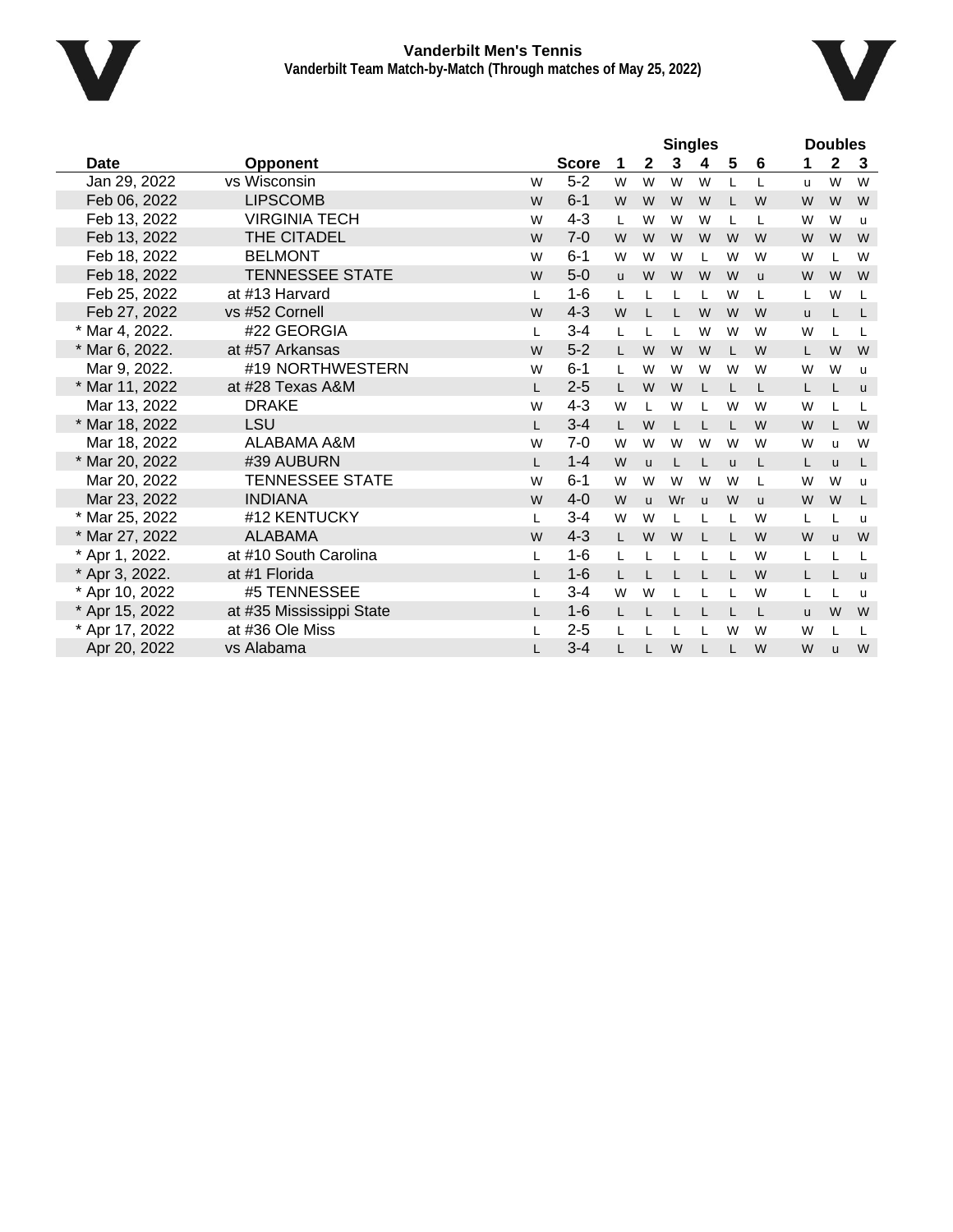**Vanderbilt Men's Tennis**
**Vanderbilt Team Match-by-Match (Through matches of May 25, 2022)**

| Date | Opponent | | Score | Singles 1 | 2 | 3 | 4 | 5 | 6 | Doubles 1 | 2 | 3 |
|---|---|---|---|---|---|---|---|---|---|---|---|---|
| Jan 29, 2022 | vs Wisconsin | W | 5-2 | W | W | W | W | L | L | u | W | W |
| Feb 06, 2022 | LIPSCOMB | W | 6-1 | W | W | W | W | L | W | W | W | W |
| Feb 13, 2022 | VIRGINIA TECH | W | 4-3 | L | W | W | W | L | L | W | W | u |
| Feb 13, 2022 | THE CITADEL | W | 7-0 | W | W | W | W | W | W | W | W | W |
| Feb 18, 2022 | BELMONT | W | 6-1 | W | W | W | L | W | W | W | L | W |
| Feb 18, 2022 | TENNESSEE STATE | W | 5-0 | u | W | W | W | W | u | W | W | W |
| Feb 25, 2022 | at #13 Harvard | L | 1-6 | L | L | L | L | W | L | L | W | L |
| Feb 27, 2022 | vs #52 Cornell | W | 4-3 | W | L | L | W | W | W | u | L | L |
| * Mar 4, 2022. | #22 GEORGIA | L | 3-4 | L | L | L | W | W | W | W | L | L |
| * Mar 6, 2022. | at #57 Arkansas | W | 5-2 | L | W | W | W | L | W | L | W | W |
| Mar 9, 2022. | #19 NORTHWESTERN | W | 6-1 | L | W | W | W | W | W | W | W | u |
| * Mar 11, 2022 | at #28 Texas A&M | L | 2-5 | L | W | W | L | L | L | L | L | u |
| Mar 13, 2022 | DRAKE | W | 4-3 | W | L | W | L | W | W | W | L | L |
| * Mar 18, 2022 | LSU | L | 3-4 | L | W | L | L | L | W | W | L | W |
| Mar 18, 2022 | ALABAMA A&M | W | 7-0 | W | W | W | W | W | W | W | u | W |
| * Mar 20, 2022 | #39 AUBURN | L | 1-4 | W | u | L | L | u | L | L | u | L |
| Mar 20, 2022 | TENNESSEE STATE | W | 6-1 | W | W | W | W | W | L | W | W | u |
| Mar 23, 2022 | INDIANA | W | 4-0 | W | u | Wr | u | W | u | W | W | L |
| * Mar 25, 2022 | #12 KENTUCKY | L | 3-4 | W | W | L | L | L | W | L | L | u |
| * Mar 27, 2022 | ALABAMA | W | 4-3 | L | W | W | L | L | W | W | u | W |
| * Apr 1, 2022. | at #10 South Carolina | L | 1-6 | L | L | L | L | L | W | L | L | L |
| * Apr 3, 2022. | at #1 Florida | L | 1-6 | L | L | L | L | L | W | L | L | u |
| * Apr 10, 2022 | #5 TENNESSEE | L | 3-4 | W | W | L | L | L | W | L | L | u |
| * Apr 15, 2022 | at #35 Mississippi State | L | 1-6 | L | L | L | L | L | L | u | W | W |
| * Apr 17, 2022 | at #36 Ole Miss | L | 2-5 | L | L | L | L | W | W | W | L | L |
| Apr 20, 2022 | vs Alabama | L | 3-4 | L | L | W | L | L | W | W | u | W |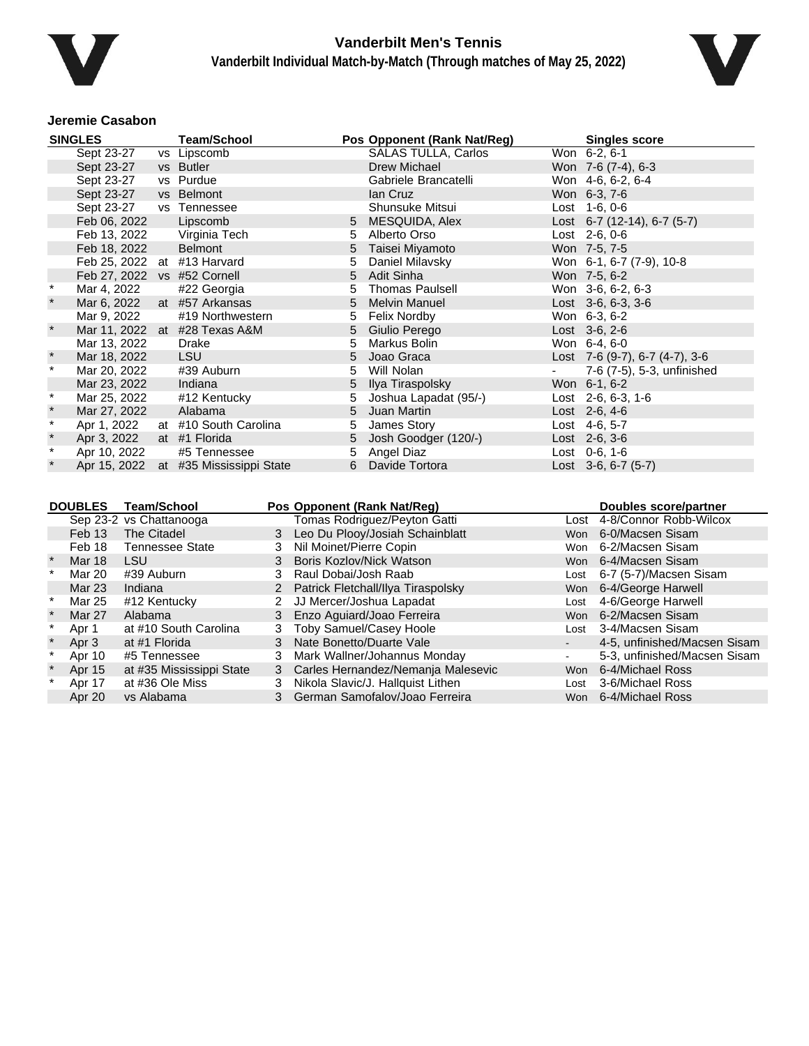# Vanderbilt Men's Tennis

## Vanderbilt Individual Match-by-Match (Through matches of May 25, 2022)

### Jeremie Casabon

| | SINGLES | | Team/School | Pos | Opponent (Rank Nat/Reg) | | Singles score |
|---|---|---|---|---|---|---|---|
| | Sept 23-27 | vs | Lipscomb | | SALAS TULLA, Carlos | Won | 6-2, 6-1 |
| | Sept 23-27 | vs | Butler | | Drew Michael | Won | 7-6 (7-4), 6-3 |
| | Sept 23-27 | vs | Purdue | | Gabriele Brancatelli | Won | 4-6, 6-2, 6-4 |
| | Sept 23-27 | vs | Belmont | | Ian Cruz | Won | 6-3, 7-6 |
| | Sept 23-27 | vs | Tennessee | | Shunsuke Mitsui | Lost | 1-6, 0-6 |
| | Feb 06, 2022 | | Lipscomb | 5 | MESQUIDA, Alex | Lost | 6-7 (12-14), 6-7 (5-7) |
| | Feb 13, 2022 | | Virginia Tech | 5 | Alberto Orso | Lost | 2-6, 0-6 |
| | Feb 18, 2022 | | Belmont | 5 | Taisei Miyamoto | Won | 7-5, 7-5 |
| | Feb 25, 2022 | at | #13 Harvard | 5 | Daniel Milavsky | Won | 6-1, 6-7 (7-9), 10-8 |
| | Feb 27, 2022 | vs | #52 Cornell | 5 | Adit Sinha | Won | 7-5, 6-2 |
| * | Mar 4, 2022 | | #22 Georgia | 5 | Thomas Paulsell | Won | 3-6, 6-2, 6-3 |
| * | Mar 6, 2022 | at | #57 Arkansas | 5 | Melvin Manuel | Lost | 3-6, 6-3, 3-6 |
| | Mar 9, 2022 | | #19 Northwestern | 5 | Felix Nordby | Won | 6-3, 6-2 |
| * | Mar 11, 2022 | at | #28 Texas A&M | 5 | Giulio Perego | Lost | 3-6, 2-6 |
| | Mar 13, 2022 | | Drake | 5 | Markus Bolin | Won | 6-4, 6-0 |
| * | Mar 18, 2022 | | LSU | 5 | Joao Graca | Lost | 7-6 (9-7), 6-7 (4-7), 3-6 |
| * | Mar 20, 2022 | | #39 Auburn | 5 | Will Nolan | - | 7-6 (7-5), 5-3, unfinished |
| | Mar 23, 2022 | | Indiana | 5 | Ilya Tiraspolsky | Won | 6-1, 6-2 |
| * | Mar 25, 2022 | | #12 Kentucky | 5 | Joshua Lapadat (95/-) | Lost | 2-6, 6-3, 1-6 |
| * | Mar 27, 2022 | | Alabama | 5 | Juan Martin | Lost | 2-6, 4-6 |
| * | Apr 1, 2022 | at | #10 South Carolina | 5 | James Story | Lost | 4-6, 5-7 |
| * | Apr 3, 2022 | at | #1 Florida | 5 | Josh Goodger (120/-) | Lost | 2-6, 3-6 |
| * | Apr 10, 2022 | | #5 Tennessee | 5 | Angel Diaz | Lost | 0-6, 1-6 |
| * | Apr 15, 2022 | at | #35 Mississippi State | 6 | Davide Tortora | Lost | 3-6, 6-7 (5-7) |

| | DOUBLES | Team/School | Pos | Opponent (Rank Nat/Reg) | | Doubles score/partner |
|---|---|---|---|---|---|---|
| | Sep 23-2 | vs Chattanooga | | Tomas Rodriguez/Peyton Gatti | Lost | 4-8/Connor Robb-Wilcox |
| | Feb 13 | The Citadel | 3 | Leo Du Plooy/Josiah Schainblatt | Won | 6-0/Macsen Sisam |
| | Feb 18 | Tennessee State | 3 | Nil Moinet/Pierre Copin | Won | 6-2/Macsen Sisam |
| * | Mar 18 | LSU | 3 | Boris Kozlov/Nick Watson | Won | 6-4/Macsen Sisam |
| * | Mar 20 | #39 Auburn | 3 | Raul Dobai/Josh Raab | Lost | 6-7 (5-7)/Macsen Sisam |
| | Mar 23 | Indiana | 2 | Patrick Fletchall/Ilya Tiraspolsky | Won | 6-4/George Harwell |
| * | Mar 25 | #12 Kentucky | 2 | JJ Mercer/Joshua Lapadat | Lost | 4-6/George Harwell |
| * | Mar 27 | Alabama | 3 | Enzo Aguiard/Joao Ferreira | Won | 6-2/Macsen Sisam |
| * | Apr 1 | at #10 South Carolina | 3 | Toby Samuel/Casey Hoole | Lost | 3-4/Macsen Sisam |
| * | Apr 3 | at #1 Florida | 3 | Nate Bonetto/Duarte Vale | - | 4-5, unfinished/Macsen Sisam |
| * | Apr 10 | #5 Tennessee | 3 | Mark Wallner/Johannus Monday | - | 5-3, unfinished/Macsen Sisam |
| * | Apr 15 | at #35 Mississippi State | 3 | Carles Hernandez/Nemanja Malesevic | Won | 6-4/Michael Ross |
| * | Apr 17 | at #36 Ole Miss | 3 | Nikola Slavic/J. Hallquist Lithen | Lost | 3-6/Michael Ross |
| | Apr 20 | vs Alabama | 3 | German Samofalov/Joao Ferreira | Won | 6-4/Michael Ross |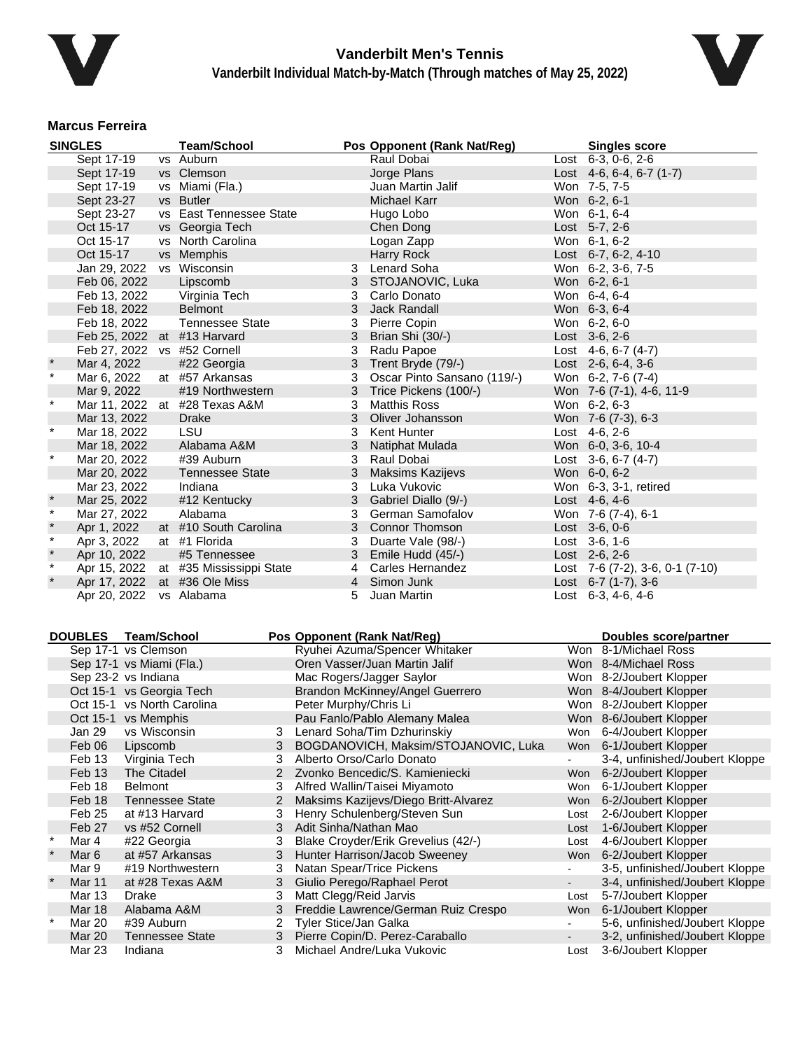# Vanderbilt Men's Tennis

## Vanderbilt Individual Match-by-Match (Through matches of May 25, 2022)

### Marcus Ferreira

| SINGLES | | | Team/School | Pos | Opponent (Rank Nat/Reg) | | Singles score |
|---|---|---|---|---|---|---|---|
| | Sept 17-19 | vs | Auburn | | Raul Dobai | Lost | 6-3, 0-6, 2-6 |
| | Sept 17-19 | vs | Clemson | | Jorge Plans | Lost | 4-6, 6-4, 6-7 (1-7) |
| | Sept 17-19 | vs | Miami (Fla.) | | Juan Martin Jalif | Won | 7-5, 7-5 |
| | Sept 23-27 | vs | Butler | | Michael Karr | Won | 6-2, 6-1 |
| | Sept 23-27 | vs | East Tennessee State | | Hugo Lobo | Won | 6-1, 6-4 |
| | Oct 15-17 | vs | Georgia Tech | | Chen Dong | Lost | 5-7, 2-6 |
| | Oct 15-17 | vs | North Carolina | | Logan Zapp | Won | 6-1, 6-2 |
| | Oct 15-17 | vs | Memphis | | Harry Rock | Lost | 6-7, 6-2, 4-10 |
| | Jan 29, 2022 | vs | Wisconsin | 3 | Lenard Soha | Won | 6-2, 3-6, 7-5 |
| | Feb 06, 2022 | | Lipscomb | 3 | STOJANOVIC, Luka | Won | 6-2, 6-1 |
| | Feb 13, 2022 | | Virginia Tech | 3 | Carlo Donato | Won | 6-4, 6-4 |
| | Feb 18, 2022 | | Belmont | 3 | Jack Randall | Won | 6-3, 6-4 |
| | Feb 18, 2022 | | Tennessee State | 3 | Pierre Copin | Won | 6-2, 6-0 |
| | Feb 25, 2022 | at | #13 Harvard | 3 | Brian Shi (30/-) | Lost | 3-6, 2-6 |
| | Feb 27, 2022 | vs | #52 Cornell | 3 | Radu Papoe | Lost | 4-6, 6-7 (4-7) |
| * | Mar 4, 2022 | | #22 Georgia | 3 | Trent Bryde (79/-) | Lost | 2-6, 6-4, 3-6 |
| * | Mar 6, 2022 | at | #57 Arkansas | 3 | Oscar Pinto Sansano (119/-) | Won | 6-2, 7-6 (7-4) |
| | Mar 9, 2022 | | #19 Northwestern | 3 | Trice Pickens (100/-) | Won | 7-6 (7-1), 4-6, 11-9 |
| * | Mar 11, 2022 | at | #28 Texas A&M | 3 | Matthis Ross | Won | 6-2, 6-3 |
| | Mar 13, 2022 | | Drake | 3 | Oliver Johansson | Won | 7-6 (7-3), 6-3 |
| * | Mar 18, 2022 | | LSU | 3 | Kent Hunter | Lost | 4-6, 2-6 |
| | Mar 18, 2022 | | Alabama A&M | 3 | Natiphat Mulada | Won | 6-0, 3-6, 10-4 |
| * | Mar 20, 2022 | | #39 Auburn | 3 | Raul Dobai | Lost | 3-6, 6-7 (4-7) |
| | Mar 20, 2022 | | Tennessee State | 3 | Maksims Kazijevs | Won | 6-0, 6-2 |
| | Mar 23, 2022 | | Indiana | 3 | Luka Vukovic | Won | 6-3, 3-1, retired |
| * | Mar 25, 2022 | | #12 Kentucky | 3 | Gabriel Diallo (9/-) | Lost | 4-6, 4-6 |
| * | Mar 27, 2022 | | Alabama | 3 | German Samofalov | Won | 7-6 (7-4), 6-1 |
| * | Apr 1, 2022 | at | #10 South Carolina | 3 | Connor Thomson | Lost | 3-6, 0-6 |
| * | Apr 3, 2022 | at | #1 Florida | 3 | Duarte Vale (98/-) | Lost | 3-6, 1-6 |
| * | Apr 10, 2022 | | #5 Tennessee | 3 | Emile Hudd (45/-) | Lost | 2-6, 2-6 |
| * | Apr 15, 2022 | at | #35 Mississippi State | 4 | Carles Hernandez | Lost | 7-6 (7-2), 3-6, 0-1 (7-10) |
| * | Apr 17, 2022 | at | #36 Ole Miss | 4 | Simon Junk | Lost | 6-7 (1-7), 3-6 |
| | Apr 20, 2022 | vs | Alabama | 5 | Juan Martin | Lost | 6-3, 4-6, 4-6 |

| DOUBLES | | Team/School | Pos | Opponent (Rank Nat/Reg) | | Doubles score/partner |
|---|---|---|---|---|---|---|
| | Sep 17-1 | vs Clemson | | Ryuhei Azuma/Spencer Whitaker | Won | 8-1/Michael Ross |
| | Sep 17-1 | vs Miami (Fla.) | | Oren Vasser/Juan Martin Jalif | Won | 8-4/Michael Ross |
| | Sep 23-2 | vs Indiana | | Mac Rogers/Jagger Saylor | Won | 8-2/Joubert Klopper |
| | Oct 15-1 | vs Georgia Tech | | Brandon McKinney/Angel Guerrero | Won | 8-4/Joubert Klopper |
| | Oct 15-1 | vs North Carolina | | Peter Murphy/Chris Li | Won | 8-2/Joubert Klopper |
| | Oct 15-1 | vs Memphis | | Pau Fanlo/Pablo Alemany Malea | Won | 8-6/Joubert Klopper |
| | Jan 29 | vs Wisconsin | 3 | Lenard Soha/Tim Dzhurinskiy | Won | 6-4/Joubert Klopper |
| | Feb 06 | Lipscomb | 3 | BOGDANOVICH, Maksim/STOJANOVIC, Luka | Won | 6-1/Joubert Klopper |
| | Feb 13 | Virginia Tech | 3 | Alberto Orso/Carlo Donato | - | 3-4, unfinished/Joubert Kloppe |
| | Feb 13 | The Citadel | 2 | Zvonko Bencedic/S. Kamieniecki | Won | 6-2/Joubert Klopper |
| | Feb 18 | Belmont | 3 | Alfred Wallin/Taisei Miyamoto | Won | 6-1/Joubert Klopper |
| | Feb 18 | Tennessee State | 2 | Maksims Kazijevs/Diego Britt-Alvarez | Won | 6-2/Joubert Klopper |
| | Feb 25 | at #13 Harvard | 3 | Henry Schulenberg/Steven Sun | Lost | 2-6/Joubert Klopper |
| | Feb 27 | vs #52 Cornell | 3 | Adit Sinha/Nathan Mao | Lost | 1-6/Joubert Klopper |
| * | Mar 4 | #22 Georgia | 3 | Blake Croyder/Erik Grevelius (42/-) | Lost | 4-6/Joubert Klopper |
| * | Mar 6 | at #57 Arkansas | 3 | Hunter Harrison/Jacob Sweeney | Won | 6-2/Joubert Klopper |
| | Mar 9 | #19 Northwestern | 3 | Natan Spear/Trice Pickens | - | 3-5, unfinished/Joubert Kloppe |
| * | Mar 11 | at #28 Texas A&M | 3 | Giulio Perego/Raphael Perot | - | 3-4, unfinished/Joubert Kloppe |
| | Mar 13 | Drake | 3 | Matt Clegg/Reid Jarvis | Lost | 5-7/Joubert Klopper |
| | Mar 18 | Alabama A&M | 3 | Freddie Lawrence/German Ruiz Crespo | Won | 6-1/Joubert Klopper |
| * | Mar 20 | #39 Auburn | 2 | Tyler Stice/Jan Galka | - | 5-6, unfinished/Joubert Kloppe |
| | Mar 20 | Tennessee State | 3 | Pierre Copin/D. Perez-Caraballo | - | 3-2, unfinished/Joubert Kloppe |
| | Mar 23 | Indiana | 3 | Michael Andre/Luka Vukovic | Lost | 3-6/Joubert Klopper |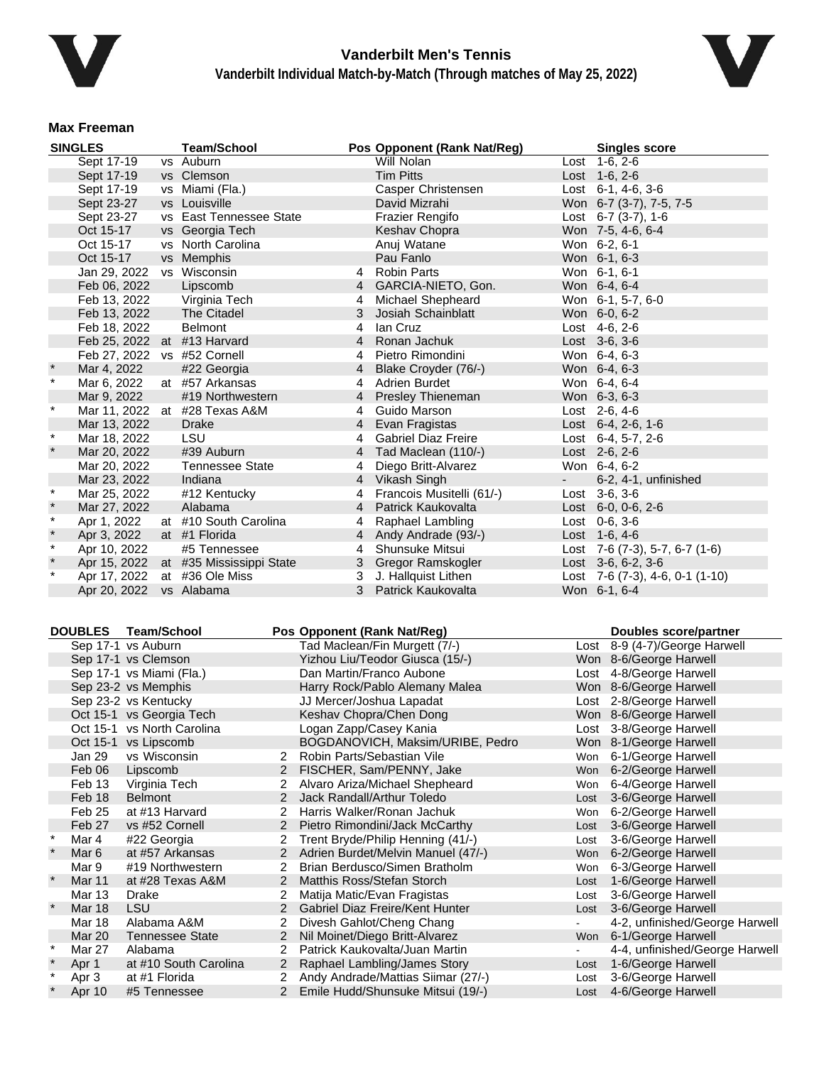# Vanderbilt Men's Tennis

## Vanderbilt Individual Match-by-Match (Through matches of May 25, 2022)

### Max Freeman

| SINGLES | | | Team/School | Pos | Opponent (Rank Nat/Reg) | | Singles score |
|---|---|---|---|---|---|---|---|
| | Sept 17-19 | vs | Auburn | | Will Nolan | Lost | 1-6, 2-6 |
| | Sept 17-19 | vs | Clemson | | Tim Pitts | Lost | 1-6, 2-6 |
| | Sept 17-19 | vs | Miami (Fla.) | | Casper Christensen | Lost | 6-1, 4-6, 3-6 |
| | Sept 23-27 | vs | Louisville | | David Mizrahi | Won | 6-7 (3-7), 7-5, 7-5 |
| | Sept 23-27 | vs | East Tennessee State | | Frazier Rengifo | Lost | 6-7 (3-7), 1-6 |
| | Oct 15-17 | vs | Georgia Tech | | Keshav Chopra | Won | 7-5, 4-6, 6-4 |
| | Oct 15-17 | vs | North Carolina | | Anuj Watane | Won | 6-2, 6-1 |
| | Oct 15-17 | vs | Memphis | | Pau Fanlo | Won | 6-1, 6-3 |
| | Jan 29, 2022 | vs | Wisconsin | 4 | Robin Parts | Won | 6-1, 6-1 |
| | Feb 06, 2022 | | Lipscomb | 4 | GARCIA-NIETO, Gon. | Won | 6-4, 6-4 |
| | Feb 13, 2022 | | Virginia Tech | 4 | Michael Shepheard | Won | 6-1, 5-7, 6-0 |
| | Feb 13, 2022 | | The Citadel | 3 | Josiah Schainblatt | Won | 6-0, 6-2 |
| | Feb 18, 2022 | | Belmont | 4 | Ian Cruz | Lost | 4-6, 2-6 |
| | Feb 25, 2022 | at | #13 Harvard | 4 | Ronan Jachuk | Lost | 3-6, 3-6 |
| | Feb 27, 2022 | vs | #52 Cornell | 4 | Pietro Rimondini | Won | 6-4, 6-3 |
| * | Mar 4, 2022 | | #22 Georgia | 4 | Blake Croyder (76/-) | Won | 6-4, 6-3 |
| * | Mar 6, 2022 | at | #57 Arkansas | 4 | Adrien Burdet | Won | 6-4, 6-4 |
| | Mar 9, 2022 | | #19 Northwestern | 4 | Presley Thieneman | Won | 6-3, 6-3 |
| * | Mar 11, 2022 | at | #28 Texas A&M | 4 | Guido Marson | Lost | 2-6, 4-6 |
| | Mar 13, 2022 | | Drake | 4 | Evan Fragistas | Lost | 6-4, 2-6, 1-6 |
| * | Mar 18, 2022 | | LSU | 4 | Gabriel Diaz Freire | Lost | 6-4, 5-7, 2-6 |
| * | Mar 20, 2022 | | #39 Auburn | 4 | Tad Maclean (110/-) | Lost | 2-6, 2-6 |
| | Mar 20, 2022 | | Tennessee State | 4 | Diego Britt-Alvarez | Won | 6-4, 6-2 |
| | Mar 23, 2022 | | Indiana | 4 | Vikash Singh | - | 6-2, 4-1, unfinished |
| * | Mar 25, 2022 | | #12 Kentucky | 4 | Francois Musitelli (61/-) | Lost | 3-6, 3-6 |
| * | Mar 27, 2022 | | Alabama | 4 | Patrick Kaukovalta | Lost | 6-0, 0-6, 2-6 |
| * | Apr 1, 2022 | at | #10 South Carolina | 4 | Raphael Lambling | Lost | 0-6, 3-6 |
| * | Apr 3, 2022 | at | #1 Florida | 4 | Andy Andrade (93/-) | Lost | 1-6, 4-6 |
| * | Apr 10, 2022 | | #5 Tennessee | 4 | Shunsuke Mitsui | Lost | 7-6 (7-3), 5-7, 6-7 (1-6) |
| * | Apr 15, 2022 | at | #35 Mississippi State | 3 | Gregor Ramskogler | Lost | 3-6, 6-2, 3-6 |
| * | Apr 17, 2022 | at | #36 Ole Miss | 3 | J. Hallquist Lithen | Lost | 7-6 (7-3), 4-6, 0-1 (1-10) |
| | Apr 20, 2022 | vs | Alabama | 3 | Patrick Kaukovalta | Won | 6-1, 6-4 |

| DOUBLES | | Team/School | Pos | Opponent (Rank Nat/Reg) | | Doubles score/partner |
|---|---|---|---|---|---|---|
| | Sep 17-1 | vs Auburn | | Tad Maclean/Fin Murgett (7/-) | Lost | 8-9 (4-7)/George Harwell |
| | Sep 17-1 | vs Clemson | | Yizhou Liu/Teodor Giusca (15/-) | Won | 8-6/George Harwell |
| | Sep 17-1 | vs Miami (Fla.) | | Dan Martin/Franco Aubone | Lost | 4-8/George Harwell |
| | Sep 23-2 | vs Memphis | | Harry Rock/Pablo Alemany Malea | Won | 8-6/George Harwell |
| | Sep 23-2 | vs Kentucky | | JJ Mercer/Joshua Lapadat | Lost | 2-8/George Harwell |
| | Oct 15-1 | vs Georgia Tech | | Keshav Chopra/Chen Dong | Won | 8-6/George Harwell |
| | Oct 15-1 | vs North Carolina | | Logan Zapp/Casey Kania | Lost | 3-8/George Harwell |
| | Oct 15-1 | vs Lipscomb | | BOGDANOVICH, Maksim/URIBE, Pedro | Won | 8-1/George Harwell |
| | Jan 29 | vs Wisconsin | 2 | Robin Parts/Sebastian Vile | Won | 6-1/George Harwell |
| | Feb 06 | Lipscomb | 2 | FISCHER, Sam/PENNY, Jake | Won | 6-2/George Harwell |
| | Feb 13 | Virginia Tech | 2 | Alvaro Ariza/Michael Shepheard | Won | 6-4/George Harwell |
| | Feb 18 | Belmont | 2 | Jack Randall/Arthur Toledo | Lost | 3-6/George Harwell |
| | Feb 25 | at #13 Harvard | 2 | Harris Walker/Ronan Jachuk | Won | 6-2/George Harwell |
| | Feb 27 | vs #52 Cornell | 2 | Pietro Rimondini/Jack McCarthy | Lost | 3-6/George Harwell |
| * | Mar 4 | #22 Georgia | 2 | Trent Bryde/Philip Henning (41/-) | Lost | 3-6/George Harwell |
| * | Mar 6 | at #57 Arkansas | 2 | Adrien Burdet/Melvin Manuel (47/-) | Won | 6-2/George Harwell |
| | Mar 9 | #19 Northwestern | 2 | Brian Berdusco/Simen Bratholm | Won | 6-3/George Harwell |
| * | Mar 11 | at #28 Texas A&M | 2 | Matthis Ross/Stefan Storch | Lost | 1-6/George Harwell |
| | Mar 13 | Drake | 2 | Matija Matic/Evan Fragistas | Lost | 3-6/George Harwell |
| * | Mar 18 | LSU | 2 | Gabriel Diaz Freire/Kent Hunter | Lost | 3-6/George Harwell |
| | Mar 18 | Alabama A&M | 2 | Divesh Gahlot/Cheng Chang | - | 4-2, unfinished/George Harwell |
| | Mar 20 | Tennessee State | 2 | Nil Moinet/Diego Britt-Alvarez | Won | 6-1/George Harwell |
| * | Mar 27 | Alabama | 2 | Patrick Kaukovalta/Juan Martin | - | 4-4, unfinished/George Harwell |
| * | Apr 1 | at #10 South Carolina | 2 | Raphael Lambling/James Story | Lost | 1-6/George Harwell |
| * | Apr 3 | at #1 Florida | 2 | Andy Andrade/Mattias Siimar (27/-) | Lost | 3-6/George Harwell |
| * | Apr 10 | #5 Tennessee | 2 | Emile Hudd/Shunsuke Mitsui (19/-) | Lost | 4-6/George Harwell |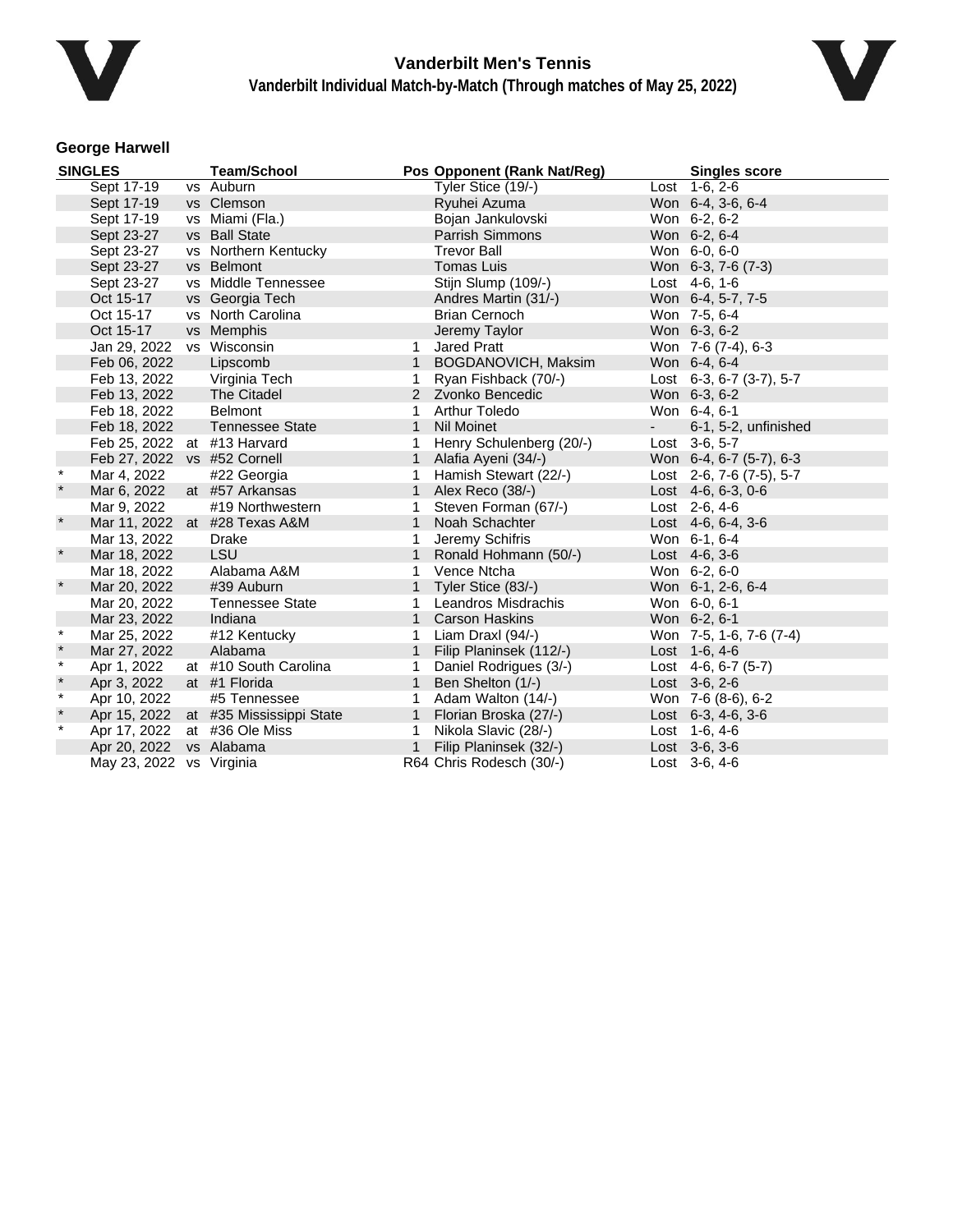# Vanderbilt Men's Tennis

## Vanderbilt Individual Match-by-Match (Through matches of May 25, 2022)

### George Harwell

| SINGLES | | | Team/School | Pos | Opponent (Rank Nat/Reg) | | Singles score |
|---|---|---|---|---|---|---|---|
| | Sept 17-19 | vs | Auburn | | Tyler Stice (19/-) | Lost | 1-6, 2-6 |
| | Sept 17-19 | vs | Clemson | | Ryuhei Azuma | Won | 6-4, 3-6, 6-4 |
| | Sept 17-19 | vs | Miami (Fla.) | | Bojan Jankulovski | Won | 6-2, 6-2 |
| | Sept 23-27 | vs | Ball State | | Parrish Simmons | Won | 6-2, 6-4 |
| | Sept 23-27 | vs | Northern Kentucky | | Trevor Ball | Won | 6-0, 6-0 |
| | Sept 23-27 | vs | Belmont | | Tomas Luis | Won | 6-3, 7-6 (7-3) |
| | Sept 23-27 | vs | Middle Tennessee | | Stijn Slump (109/-) | Lost | 4-6, 1-6 |
| | Oct 15-17 | vs | Georgia Tech | | Andres Martin (31/-) | Won | 6-4, 5-7, 7-5 |
| | Oct 15-17 | vs | North Carolina | | Brian Cernoch | Won | 7-5, 6-4 |
| | Oct 15-17 | vs | Memphis | | Jeremy Taylor | Won | 6-3, 6-2 |
| | Jan 29, 2022 | vs | Wisconsin | 1 | Jared Pratt | Won | 7-6 (7-4), 6-3 |
| | Feb 06, 2022 | | Lipscomb | 1 | BOGDANOVICH, Maksim | Won | 6-4, 6-4 |
| | Feb 13, 2022 | | Virginia Tech | 1 | Ryan Fishback (70/-) | Lost | 6-3, 6-7 (3-7), 5-7 |
| | Feb 13, 2022 | | The Citadel | 2 | Zvonko Bencedic | Won | 6-3, 6-2 |
| | Feb 18, 2022 | | Belmont | 1 | Arthur Toledo | Won | 6-4, 6-1 |
| | Feb 18, 2022 | | Tennessee State | 1 | Nil Moinet | - | 6-1, 5-2, unfinished |
| | Feb 25, 2022 | at | #13 Harvard | 1 | Henry Schulenberg (20/-) | Lost | 3-6, 5-7 |
| | Feb 27, 2022 | vs | #52 Cornell | 1 | Alafia Ayeni (34/-) | Won | 6-4, 6-7 (5-7), 6-3 |
| * | Mar 4, 2022 | | #22 Georgia | 1 | Hamish Stewart (22/-) | Lost | 2-6, 7-6 (7-5), 5-7 |
| * | Mar 6, 2022 | at | #57 Arkansas | 1 | Alex Reco (38/-) | Lost | 4-6, 6-3, 0-6 |
| | Mar 9, 2022 | | #19 Northwestern | 1 | Steven Forman (67/-) | Lost | 2-6, 4-6 |
| * | Mar 11, 2022 | at | #28 Texas A&M | 1 | Noah Schachter | Lost | 4-6, 6-4, 3-6 |
| | Mar 13, 2022 | | Drake | 1 | Jeremy Schifris | Won | 6-1, 6-4 |
| * | Mar 18, 2022 | | LSU | 1 | Ronald Hohmann (50/-) | Lost | 4-6, 3-6 |
| | Mar 18, 2022 | | Alabama A&M | 1 | Vence Ntcha | Won | 6-2, 6-0 |
| * | Mar 20, 2022 | | #39 Auburn | 1 | Tyler Stice (83/-) | Won | 6-1, 2-6, 6-4 |
| | Mar 20, 2022 | | Tennessee State | 1 | Leandros Misdrachis | Won | 6-0, 6-1 |
| | Mar 23, 2022 | | Indiana | 1 | Carson Haskins | Won | 6-2, 6-1 |
| * | Mar 25, 2022 | | #12 Kentucky | 1 | Liam Draxl (94/-) | Won | 7-5, 1-6, 7-6 (7-4) |
| * | Mar 27, 2022 | | Alabama | 1 | Filip Planinsek (112/-) | Lost | 1-6, 4-6 |
| * | Apr 1, 2022 | at | #10 South Carolina | 1 | Daniel Rodrigues (3/-) | Lost | 4-6, 6-7 (5-7) |
| * | Apr 3, 2022 | at | #1 Florida | 1 | Ben Shelton (1/-) | Lost | 3-6, 2-6 |
| * | Apr 10, 2022 | | #5 Tennessee | 1 | Adam Walton (14/-) | Won | 7-6 (8-6), 6-2 |
| * | Apr 15, 2022 | at | #35 Mississippi State | 1 | Florian Broska (27/-) | Lost | 6-3, 4-6, 3-6 |
| * | Apr 17, 2022 | at | #36 Ole Miss | 1 | Nikola Slavic (28/-) | Lost | 1-6, 4-6 |
| | Apr 20, 2022 | vs | Alabama | 1 | Filip Planinsek (32/-) | Lost | 3-6, 3-6 |
| | May 23, 2022 | vs | Virginia | R64 | Chris Rodesch (30/-) | Lost | 3-6, 4-6 |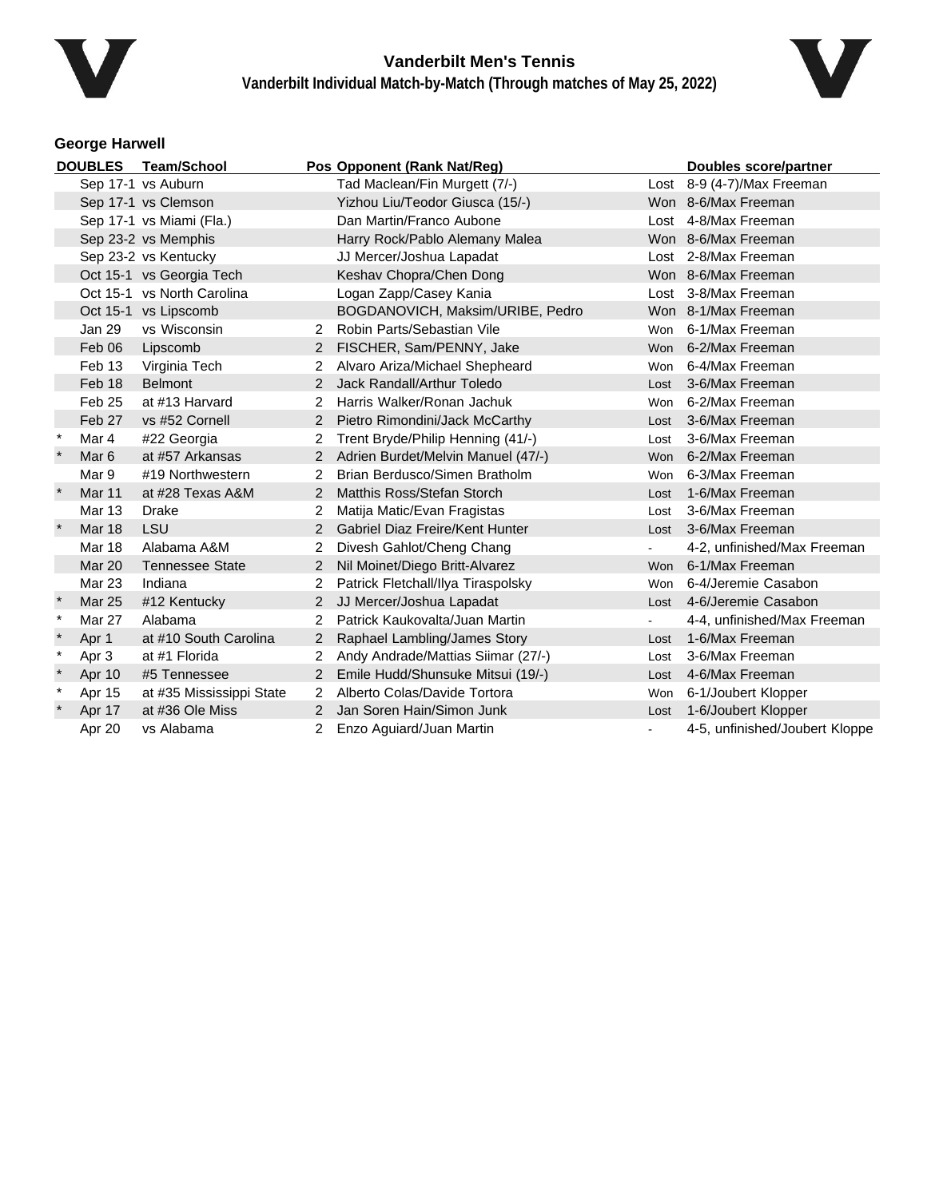## Vanderbilt Men's Tennis

### Vanderbilt Individual Match-by-Match (Through matches of May 25, 2022)

**George Harwell**

| | DOUBLES | Team/School | Pos | Opponent (Rank Nat/Reg) | | Doubles score/partner |
|---|---|---|---|---|---|---|
| | Sep 17-1 | vs Auburn | | Tad Maclean/Fin Murgett (7/-) | Lost | 8-9 (4-7)/Max Freeman |
| | Sep 17-1 | vs Clemson | | Yizhou Liu/Teodor Giusca (15/-) | Won | 8-6/Max Freeman |
| | Sep 17-1 | vs Miami (Fla.) | | Dan Martin/Franco Aubone | Lost | 4-8/Max Freeman |
| | Sep 23-2 | vs Memphis | | Harry Rock/Pablo Alemany Malea | Won | 8-6/Max Freeman |
| | Sep 23-2 | vs Kentucky | | JJ Mercer/Joshua Lapadat | Lost | 2-8/Max Freeman |
| | Oct 15-1 | vs Georgia Tech | | Keshav Chopra/Chen Dong | Won | 8-6/Max Freeman |
| | Oct 15-1 | vs North Carolina | | Logan Zapp/Casey Kania | Lost | 3-8/Max Freeman |
| | Oct 15-1 | vs Lipscomb | | BOGDANOVICH, Maksim/URIBE, Pedro | Won | 8-1/Max Freeman |
| | Jan 29 | vs Wisconsin | 2 | Robin Parts/Sebastian Vile | Won | 6-1/Max Freeman |
| | Feb 06 | Lipscomb | 2 | FISCHER, Sam/PENNY, Jake | Won | 6-2/Max Freeman |
| | Feb 13 | Virginia Tech | 2 | Alvaro Ariza/Michael Shepheard | Won | 6-4/Max Freeman |
| | Feb 18 | Belmont | 2 | Jack Randall/Arthur Toledo | Lost | 3-6/Max Freeman |
| | Feb 25 | at #13 Harvard | 2 | Harris Walker/Ronan Jachuk | Won | 6-2/Max Freeman |
| | Feb 27 | vs #52 Cornell | 2 | Pietro Rimondini/Jack McCarthy | Lost | 3-6/Max Freeman |
| * | Mar 4 | #22 Georgia | 2 | Trent Bryde/Philip Henning (41/-) | Lost | 3-6/Max Freeman |
| * | Mar 6 | at #57 Arkansas | 2 | Adrien Burdet/Melvin Manuel (47/-) | Won | 6-2/Max Freeman |
| | Mar 9 | #19 Northwestern | 2 | Brian Berdusco/Simen Bratholm | Won | 6-3/Max Freeman |
| * | Mar 11 | at #28 Texas A&M | 2 | Matthis Ross/Stefan Storch | Lost | 1-6/Max Freeman |
| | Mar 13 | Drake | 2 | Matija Matic/Evan Fragistas | Lost | 3-6/Max Freeman |
| * | Mar 18 | LSU | 2 | Gabriel Diaz Freire/Kent Hunter | Lost | 3-6/Max Freeman |
| | Mar 18 | Alabama A&M | 2 | Divesh Gahlot/Cheng Chang | - | 4-2, unfinished/Max Freeman |
| | Mar 20 | Tennessee State | 2 | Nil Moinet/Diego Britt-Alvarez | Won | 6-1/Max Freeman |
| | Mar 23 | Indiana | 2 | Patrick Fletchall/Ilya Tiraspolsky | Won | 6-4/Jeremie Casabon |
| * | Mar 25 | #12 Kentucky | 2 | JJ Mercer/Joshua Lapadat | Lost | 4-6/Jeremie Casabon |
| * | Mar 27 | Alabama | 2 | Patrick Kaukovalta/Juan Martin | - | 4-4, unfinished/Max Freeman |
| * | Apr 1 | at #10 South Carolina | 2 | Raphael Lambling/James Story | Lost | 1-6/Max Freeman |
| * | Apr 3 | at #1 Florida | 2 | Andy Andrade/Mattias Siimar (27/-) | Lost | 3-6/Max Freeman |
| * | Apr 10 | #5 Tennessee | 2 | Emile Hudd/Shunsuke Mitsui (19/-) | Lost | 4-6/Max Freeman |
| * | Apr 15 | at #35 Mississippi State | 2 | Alberto Colas/Davide Tortora | Won | 6-1/Joubert Klopper |
| * | Apr 17 | at #36 Ole Miss | 2 | Jan Soren Hain/Simon Junk | Lost | 1-6/Joubert Klopper |
| | Apr 20 | vs Alabama | 2 | Enzo Aguiard/Juan Martin | - | 4-5, unfinished/Joubert Kloppe |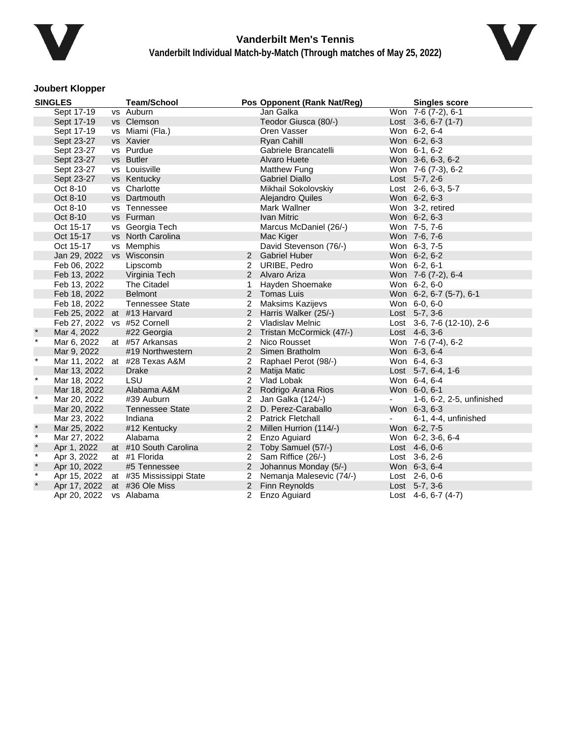# Vanderbilt Men's Tennis

## Vanderbilt Individual Match-by-Match (Through matches of May 25, 2022)

### Joubert Klopper

| SINGLES | | | Team/School | Pos | Opponent (Rank Nat/Reg) | | Singles score |
|---|---|---|---|---|---|---|---|
| | Sept 17-19 | vs | Auburn | | Jan Galka | Won | 7-6 (7-2), 6-1 |
| | Sept 17-19 | vs | Clemson | | Teodor Giusca (80/-) | Lost | 3-6, 6-7 (1-7) |
| | Sept 17-19 | vs | Miami (Fla.) | | Oren Vasser | Won | 6-2, 6-4 |
| | Sept 23-27 | vs | Xavier | | Ryan Cahill | Won | 6-2, 6-3 |
| | Sept 23-27 | vs | Purdue | | Gabriele Brancatelli | Won | 6-1, 6-2 |
| | Sept 23-27 | vs | Butler | | Alvaro Huete | Won | 3-6, 6-3, 6-2 |
| | Sept 23-27 | vs | Louisville | | Matthew Fung | Won | 7-6 (7-3), 6-2 |
| | Sept 23-27 | vs | Kentucky | | Gabriel Diallo | Lost | 5-7, 2-6 |
| | Oct 8-10 | vs | Charlotte | | Mikhail Sokolovskiy | Lost | 2-6, 6-3, 5-7 |
| | Oct 8-10 | vs | Dartmouth | | Alejandro Quiles | Won | 6-2, 6-3 |
| | Oct 8-10 | vs | Tennessee | | Mark Wallner | Won | 3-2, retired |
| | Oct 8-10 | vs | Furman | | Ivan Mitric | Won | 6-2, 6-3 |
| | Oct 15-17 | vs | Georgia Tech | | Marcus McDaniel (26/-) | Won | 7-5, 7-6 |
| | Oct 15-17 | vs | North Carolina | | Mac Kiger | Won | 7-6, 7-6 |
| | Oct 15-17 | vs | Memphis | | David Stevenson (76/-) | Won | 6-3, 7-5 |
| | Jan 29, 2022 | vs | Wisconsin | 2 | Gabriel Huber | Won | 6-2, 6-2 |
| | Feb 06, 2022 | | Lipscomb | 2 | URIBE, Pedro | Won | 6-2, 6-1 |
| | Feb 13, 2022 | | Virginia Tech | 2 | Alvaro Ariza | Won | 7-6 (7-2), 6-4 |
| | Feb 13, 2022 | | The Citadel | 1 | Hayden Shoemake | Won | 6-2, 6-0 |
| | Feb 18, 2022 | | Belmont | 2 | Tomas Luis | Won | 6-2, 6-7 (5-7), 6-1 |
| | Feb 18, 2022 | | Tennessee State | 2 | Maksims Kazijevs | Won | 6-0, 6-0 |
| | Feb 25, 2022 | at | #13 Harvard | 2 | Harris Walker (25/-) | Lost | 5-7, 3-6 |
| | Feb 27, 2022 | vs | #52 Cornell | 2 | Vladislav Melnic | Lost | 3-6, 7-6 (12-10), 2-6 |
| * | Mar 4, 2022 | | #22 Georgia | 2 | Tristan McCormick (47/-) | Lost | 4-6, 3-6 |
| * | Mar 6, 2022 | at | #57 Arkansas | 2 | Nico Rousset | Won | 7-6 (7-4), 6-2 |
| | Mar 9, 2022 | | #19 Northwestern | 2 | Simen Bratholm | Won | 6-3, 6-4 |
| * | Mar 11, 2022 | at | #28 Texas A&M | 2 | Raphael Perot (98/-) | Won | 6-4, 6-3 |
| | Mar 13, 2022 | | Drake | 2 | Matija Matic | Lost | 5-7, 6-4, 1-6 |
| * | Mar 18, 2022 | | LSU | 2 | Vlad Lobak | Won | 6-4, 6-4 |
| | Mar 18, 2022 | | Alabama A&M | 2 | Rodrigo Arana Rios | Won | 6-0, 6-1 |
| * | Mar 20, 2022 | | #39 Auburn | 2 | Jan Galka (124/-) | - | 1-6, 6-2, 2-5, unfinished |
| | Mar 20, 2022 | | Tennessee State | 2 | D. Perez-Caraballo | Won | 6-3, 6-3 |
| | Mar 23, 2022 | | Indiana | 2 | Patrick Fletchall | - | 6-1, 4-4, unfinished |
| * | Mar 25, 2022 | | #12 Kentucky | 2 | Millen Hurrion (114/-) | Won | 6-2, 7-5 |
| * | Mar 27, 2022 | | Alabama | 2 | Enzo Aguiard | Won | 6-2, 3-6, 6-4 |
| * | Apr 1, 2022 | at | #10 South Carolina | 2 | Toby Samuel (57/-) | Lost | 4-6, 0-6 |
| * | Apr 3, 2022 | at | #1 Florida | 2 | Sam Riffice (26/-) | Lost | 3-6, 2-6 |
| * | Apr 10, 2022 | | #5 Tennessee | 2 | Johannus Monday (5/-) | Won | 6-3, 6-4 |
| * | Apr 15, 2022 | at | #35 Mississippi State | 2 | Nemanja Malesevic (74/-) | Lost | 2-6, 0-6 |
| * | Apr 17, 2022 | at | #36 Ole Miss | 2 | Finn Reynolds | Lost | 5-7, 3-6 |
| | Apr 20, 2022 | vs | Alabama | 2 | Enzo Aguiard | Lost | 4-6, 6-7 (4-7) |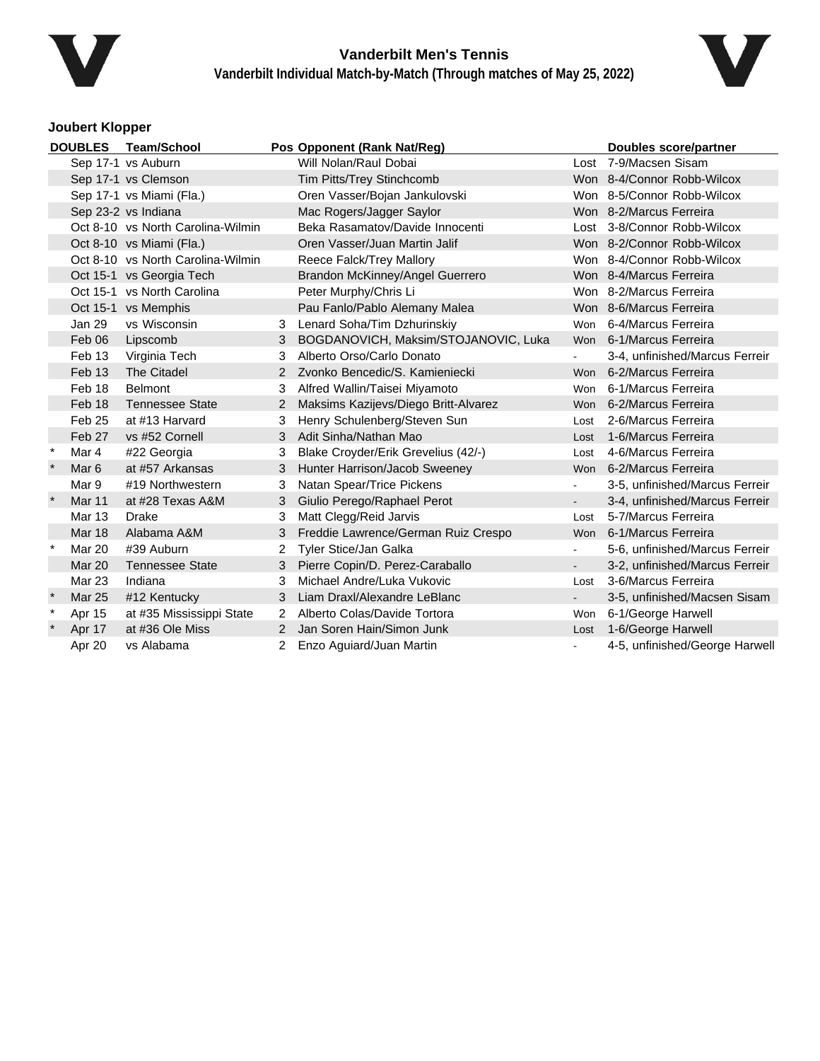# Vanderbilt Men's Tennis

## Vanderbilt Individual Match-by-Match (Through matches of May 25, 2022)

### Joubert Klopper

| DOUBLES | | Team/School | Pos | Opponent (Rank Nat/Reg) | | Doubles score/partner |
|---|---|---|---|---|---|---|
| | Sep 17-1 | vs Auburn | | Will Nolan/Raul Dobai | Lost | 7-9/Macsen Sisam |
| | Sep 17-1 | vs Clemson | | Tim Pitts/Trey Stinchcomb | Won | 8-4/Connor Robb-Wilcox |
| | Sep 17-1 | vs Miami (Fla.) | | Oren Vasser/Bojan Jankulovski | Won | 8-5/Connor Robb-Wilcox |
| | Sep 23-2 | vs Indiana | | Mac Rogers/Jagger Saylor | Won | 8-2/Marcus Ferreira |
| | Oct 8-10 | vs North Carolina-Wilmin | | Beka Rasamatov/Davide Innocenti | Lost | 3-8/Connor Robb-Wilcox |
| | Oct 8-10 | vs Miami (Fla.) | | Oren Vasser/Juan Martin Jalif | Won | 8-2/Connor Robb-Wilcox |
| | Oct 8-10 | vs North Carolina-Wilmin | | Reece Falck/Trey Mallory | Won | 8-4/Connor Robb-Wilcox |
| | Oct 15-1 | vs Georgia Tech | | Brandon McKinney/Angel Guerrero | Won | 8-4/Marcus Ferreira |
| | Oct 15-1 | vs North Carolina | | Peter Murphy/Chris Li | Won | 8-2/Marcus Ferreira |
| | Oct 15-1 | vs Memphis | | Pau Fanlo/Pablo Alemany Malea | Won | 8-6/Marcus Ferreira |
| | Jan 29 | vs Wisconsin | 3 | Lenard Soha/Tim Dzhurinskiy | Won | 6-4/Marcus Ferreira |
| | Feb 06 | Lipscomb | 3 | BOGDANOVICH, Maksim/STOJANOVIC, Luka | Won | 6-1/Marcus Ferreira |
| | Feb 13 | Virginia Tech | 3 | Alberto Orso/Carlo Donato | - | 3-4, unfinished/Marcus Ferreir |
| | Feb 13 | The Citadel | 2 | Zvonko Bencedic/S. Kamieniecki | Won | 6-2/Marcus Ferreira |
| | Feb 18 | Belmont | 3 | Alfred Wallin/Taisei Miyamoto | Won | 6-1/Marcus Ferreira |
| | Feb 18 | Tennessee State | 2 | Maksims Kazijevs/Diego Britt-Alvarez | Won | 6-2/Marcus Ferreira |
| | Feb 25 | at #13 Harvard | 3 | Henry Schulenberg/Steven Sun | Lost | 2-6/Marcus Ferreira |
| | Feb 27 | vs #52 Cornell | 3 | Adit Sinha/Nathan Mao | Lost | 1-6/Marcus Ferreira |
| * | Mar 4 | #22 Georgia | 3 | Blake Croyder/Erik Grevelius (42/-) | Lost | 4-6/Marcus Ferreira |
| * | Mar 6 | at #57 Arkansas | 3 | Hunter Harrison/Jacob Sweeney | Won | 6-2/Marcus Ferreira |
| | Mar 9 | #19 Northwestern | 3 | Natan Spear/Trice Pickens | - | 3-5, unfinished/Marcus Ferreir |
| * | Mar 11 | at #28 Texas A&M | 3 | Giulio Perego/Raphael Perot | - | 3-4, unfinished/Marcus Ferreir |
| | Mar 13 | Drake | 3 | Matt Clegg/Reid Jarvis | Lost | 5-7/Marcus Ferreira |
| | Mar 18 | Alabama A&M | 3 | Freddie Lawrence/German Ruiz Crespo | Won | 6-1/Marcus Ferreira |
| * | Mar 20 | #39 Auburn | 2 | Tyler Stice/Jan Galka | - | 5-6, unfinished/Marcus Ferreir |
| | Mar 20 | Tennessee State | 3 | Pierre Copin/D. Perez-Caraballo | - | 3-2, unfinished/Marcus Ferreir |
| | Mar 23 | Indiana | 3 | Michael Andre/Luka Vukovic | Lost | 3-6/Marcus Ferreira |
| * | Mar 25 | #12 Kentucky | 3 | Liam Draxl/Alexandre LeBlanc | - | 3-5, unfinished/Macsen Sisam |
| * | Apr 15 | at #35 Mississippi State | 2 | Alberto Colas/Davide Tortora | Won | 6-1/George Harwell |
| * | Apr 17 | at #36 Ole Miss | 2 | Jan Soren Hain/Simon Junk | Lost | 1-6/George Harwell |
| | Apr 20 | vs Alabama | 2 | Enzo Aguiard/Juan Martin | - | 4-5, unfinished/George Harwell |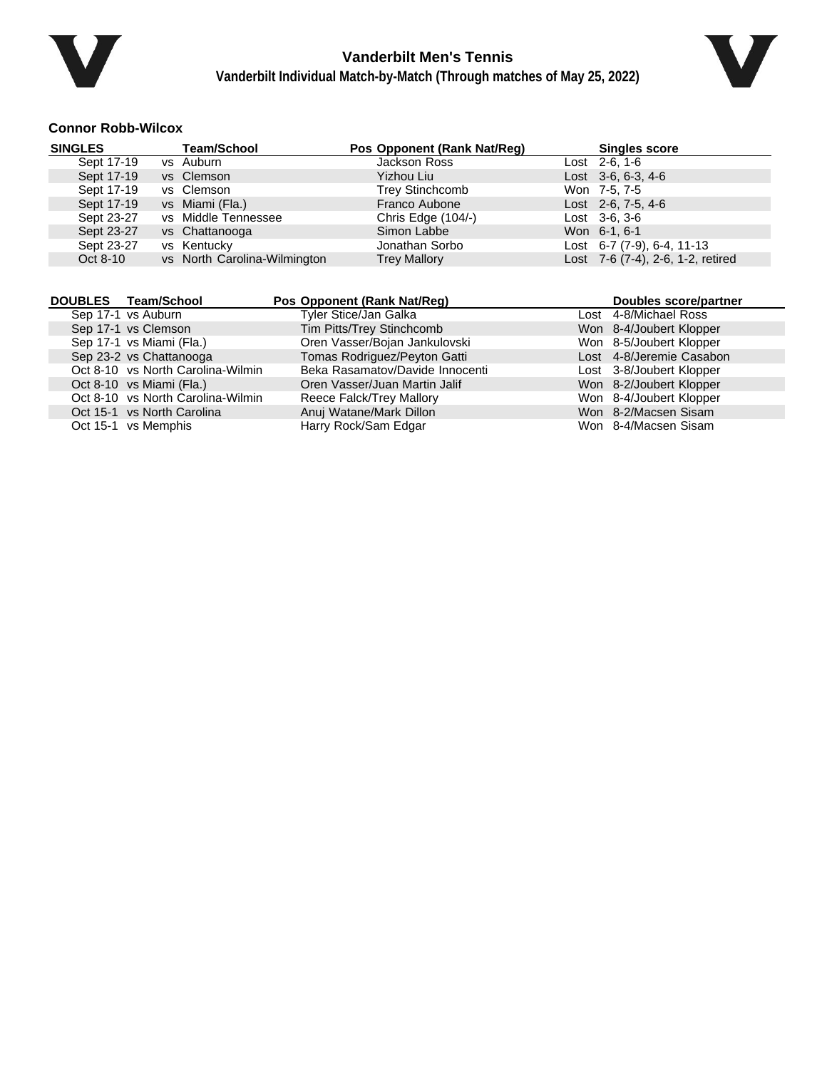# Vanderbilt Men's Tennis

## Vanderbilt Individual Match-by-Match (Through matches of May 25, 2022)

### Connor Robb-Wilcox

| SINGLES | Team/School | Pos | Opponent (Rank Nat/Reg) | | Singles score |
|---|---|---|---|---|---|
| Sept 17-19 | vs Auburn | | Jackson Ross | Lost | 2-6, 1-6 |
| Sept 17-19 | vs Clemson | | Yizhou Liu | Lost | 3-6, 6-3, 4-6 |
| Sept 17-19 | vs Clemson | | Trey Stinchcomb | Won | 7-5, 7-5 |
| Sept 17-19 | vs Miami (Fla.) | | Franco Aubone | Lost | 2-6, 7-5, 4-6 |
| Sept 23-27 | vs Middle Tennessee | | Chris Edge (104/-) | Lost | 3-6, 3-6 |
| Sept 23-27 | vs Chattanooga | | Simon Labbe | Won | 6-1, 6-1 |
| Sept 23-27 | vs Kentucky | | Jonathan Sorbo | Lost | 6-7 (7-9), 6-4, 11-13 |
| Oct 8-10 | vs North Carolina-Wilmington | | Trey Mallory | Lost | 7-6 (7-4), 2-6, 1-2, retired |

| DOUBLES | Team/School | Pos | Opponent (Rank Nat/Reg) | | Doubles score/partner |
|---|---|---|---|---|---|
| Sep 17-1 | vs Auburn | | Tyler Stice/Jan Galka | Lost | 4-8/Michael Ross |
| Sep 17-1 | vs Clemson | | Tim Pitts/Trey Stinchcomb | Won | 8-4/Joubert Klopper |
| Sep 17-1 | vs Miami (Fla.) | | Oren Vasser/Bojan Jankulovski | Won | 8-5/Joubert Klopper |
| Sep 23-2 | vs Chattanooga | | Tomas Rodriguez/Peyton Gatti | Lost | 4-8/Jeremie Casabon |
| Oct 8-10 | vs North Carolina-Wilmin | | Beka Rasamatov/Davide Innocenti | Lost | 3-8/Joubert Klopper |
| Oct 8-10 | vs Miami (Fla.) | | Oren Vasser/Juan Martin Jalif | Won | 8-2/Joubert Klopper |
| Oct 8-10 | vs North Carolina-Wilmin | | Reece Falck/Trey Mallory | Won | 8-4/Joubert Klopper |
| Oct 15-1 | vs North Carolina | | Anuj Watane/Mark Dillon | Won | 8-2/Macsen Sisam |
| Oct 15-1 | vs Memphis | | Harry Rock/Sam Edgar | Won | 8-4/Macsen Sisam |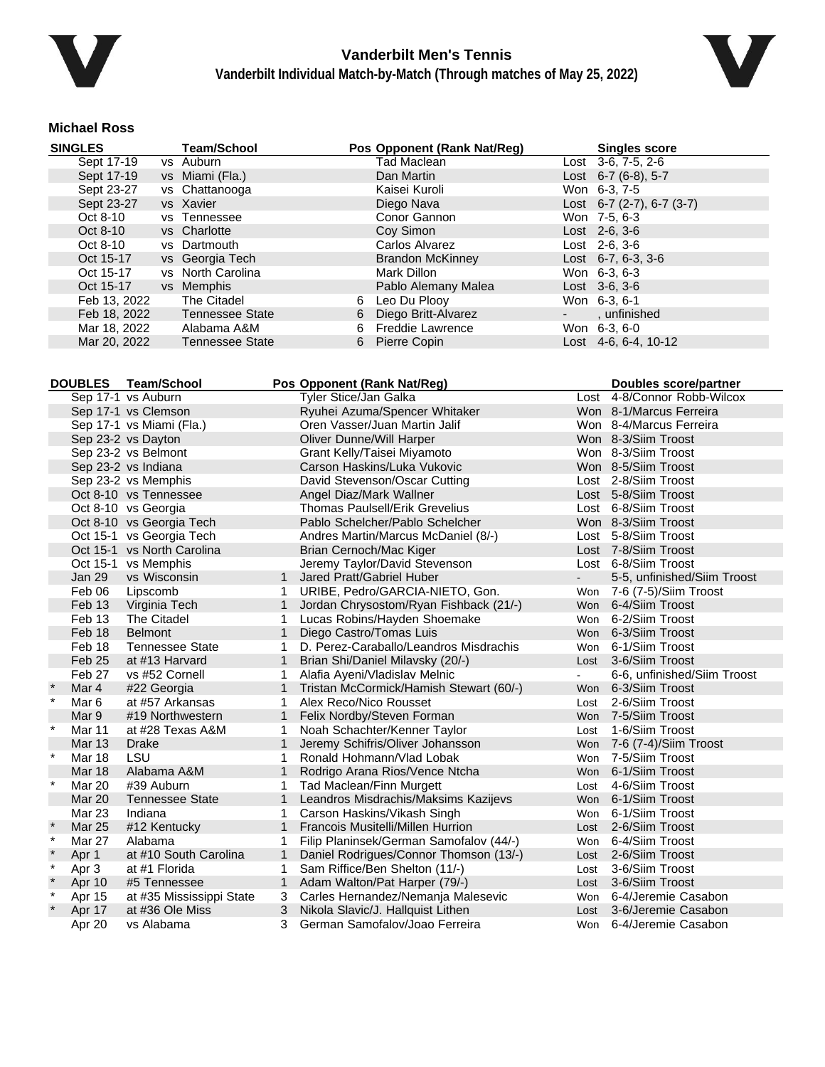# Vanderbilt Men's Tennis

## Vanderbilt Individual Match-by-Match (Through matches of May 25, 2022)

### Michael Ross

| SINGLES | Team/School | Pos | Opponent (Rank Nat/Reg) | | Singles score |
|---|---|---|---|---|---|
| Sept 17-19 | vs Auburn | | Tad Maclean | Lost | 3-6, 7-5, 2-6 |
| Sept 17-19 | vs Miami (Fla.) | | Dan Martin | Lost | 6-7 (6-8), 5-7 |
| Sept 23-27 | vs Chattanooga | | Kaisei Kuroli | Won | 6-3, 7-5 |
| Sept 23-27 | vs Xavier | | Diego Nava | Lost | 6-7 (2-7), 6-7 (3-7) |
| Oct 8-10 | vs Tennessee | | Conor Gannon | Won | 7-5, 6-3 |
| Oct 8-10 | vs Charlotte | | Coy Simon | Lost | 2-6, 3-6 |
| Oct 8-10 | vs Dartmouth | | Carlos Alvarez | Lost | 2-6, 3-6 |
| Oct 15-17 | vs Georgia Tech | | Brandon McKinney | Lost | 6-7, 6-3, 3-6 |
| Oct 15-17 | vs North Carolina | | Mark Dillon | Won | 6-3, 6-3 |
| Oct 15-17 | vs Memphis | | Pablo Alemany Malea | Lost | 3-6, 3-6 |
| Feb 13, 2022 | The Citadel | 6 | Leo Du Plooy | Won | 6-3, 6-1 |
| Feb 18, 2022 | Tennessee State | 6 | Diego Britt-Alvarez | - | , unfinished |
| Mar 18, 2022 | Alabama A&M | 6 | Freddie Lawrence | Won | 6-3, 6-0 |
| Mar 20, 2022 | Tennessee State | 6 | Pierre Copin | Lost | 4-6, 6-4, 10-12 |

| | DOUBLES | Team/School | Pos | Opponent (Rank Nat/Reg) | | Doubles score/partner |
|---|---|---|---|---|---|---|
| | Sep 17-1 | vs Auburn | | Tyler Stice/Jan Galka | Lost | 4-8/Connor Robb-Wilcox |
| | Sep 17-1 | vs Clemson | | Ryuhei Azuma/Spencer Whitaker | Won | 8-1/Marcus Ferreira |
| | Sep 17-1 | vs Miami (Fla.) | | Oren Vasser/Juan Martin Jalif | Won | 8-4/Marcus Ferreira |
| | Sep 23-2 | vs Dayton | | Oliver Dunne/Will Harper | Won | 8-3/Siim Troost |
| | Sep 23-2 | vs Belmont | | Grant Kelly/Taisei Miyamoto | Won | 8-3/Siim Troost |
| | Sep 23-2 | vs Indiana | | Carson Haskins/Luka Vukovic | Won | 8-5/Siim Troost |
| | Sep 23-2 | vs Memphis | | David Stevenson/Oscar Cutting | Lost | 2-8/Siim Troost |
| | Oct 8-10 | vs Tennessee | | Angel Diaz/Mark Wallner | Lost | 5-8/Siim Troost |
| | Oct 8-10 | vs Georgia | | Thomas Paulsell/Erik Grevelius | Lost | 6-8/Siim Troost |
| | Oct 8-10 | vs Georgia Tech | | Pablo Schelcher/Pablo Schelcher | Won | 8-3/Siim Troost |
| | Oct 15-1 | vs Georgia Tech | | Andres Martin/Marcus McDaniel (8/-) | Lost | 5-8/Siim Troost |
| | Oct 15-1 | vs North Carolina | | Brian Cernoch/Mac Kiger | Lost | 7-8/Siim Troost |
| | Oct 15-1 | vs Memphis | | Jeremy Taylor/David Stevenson | Lost | 6-8/Siim Troost |
| | Jan 29 | vs Wisconsin | 1 | Jared Pratt/Gabriel Huber | - | 5-5, unfinished/Siim Troost |
| | Feb 06 | Lipscomb | 1 | URIBE, Pedro/GARCIA-NIETO, Gon. | Won | 7-6 (7-5)/Siim Troost |
| | Feb 13 | Virginia Tech | 1 | Jordan Chrysostom/Ryan Fishback (21/-) | Won | 6-4/Siim Troost |
| | Feb 13 | The Citadel | 1 | Lucas Robins/Hayden Shoemake | Won | 6-2/Siim Troost |
| | Feb 18 | Belmont | 1 | Diego Castro/Tomas Luis | Won | 6-3/Siim Troost |
| | Feb 18 | Tennessee State | 1 | D. Perez-Caraballo/Leandros Misdrachis | Won | 6-1/Siim Troost |
| | Feb 25 | at #13 Harvard | 1 | Brian Shi/Daniel Milavsky (20/-) | Lost | 3-6/Siim Troost |
| | Feb 27 | vs #52 Cornell | 1 | Alafia Ayeni/Vladislav Melnic | - | 6-6, unfinished/Siim Troost |
| * | Mar 4 | #22 Georgia | 1 | Tristan McCormick/Hamish Stewart (60/-) | Won | 6-3/Siim Troost |
| * | Mar 6 | at #57 Arkansas | 1 | Alex Reco/Nico Rousset | Lost | 2-6/Siim Troost |
| | Mar 9 | #19 Northwestern | 1 | Felix Nordby/Steven Forman | Won | 7-5/Siim Troost |
| * | Mar 11 | at #28 Texas A&M | 1 | Noah Schachter/Kenner Taylor | Lost | 1-6/Siim Troost |
| | Mar 13 | Drake | 1 | Jeremy Schifris/Oliver Johansson | Won | 7-6 (7-4)/Siim Troost |
| * | Mar 18 | LSU | 1 | Ronald Hohmann/Vlad Lobak | Won | 7-5/Siim Troost |
| | Mar 18 | Alabama A&M | 1 | Rodrigo Arana Rios/Vence Ntcha | Won | 6-1/Siim Troost |
| * | Mar 20 | #39 Auburn | 1 | Tad Maclean/Finn Murgett | Lost | 4-6/Siim Troost |
| | Mar 20 | Tennessee State | 1 | Leandros Misdrachis/Maksims Kazijevs | Won | 6-1/Siim Troost |
| | Mar 23 | Indiana | 1 | Carson Haskins/Vikash Singh | Won | 6-1/Siim Troost |
| * | Mar 25 | #12 Kentucky | 1 | Francois Musitelli/Millen Hurrion | Lost | 2-6/Siim Troost |
| * | Mar 27 | Alabama | 1 | Filip Planinsek/German Samofalov (44/-) | Won | 6-4/Siim Troost |
| * | Apr 1 | at #10 South Carolina | 1 | Daniel Rodrigues/Connor Thomson (13/-) | Lost | 2-6/Siim Troost |
| * | Apr 3 | at #1 Florida | 1 | Sam Riffice/Ben Shelton (11/-) | Lost | 3-6/Siim Troost |
| * | Apr 10 | #5 Tennessee | 1 | Adam Walton/Pat Harper (79/-) | Lost | 3-6/Siim Troost |
| * | Apr 15 | at #35 Mississippi State | 3 | Carles Hernandez/Nemanja Malesevic | Won | 6-4/Jeremie Casabon |
| * | Apr 17 | at #36 Ole Miss | 3 | Nikola Slavic/J. Hallquist Lithen | Lost | 3-6/Jeremie Casabon |
| | Apr 20 | vs Alabama | 3 | German Samofalov/Joao Ferreira | Won | 6-4/Jeremie Casabon |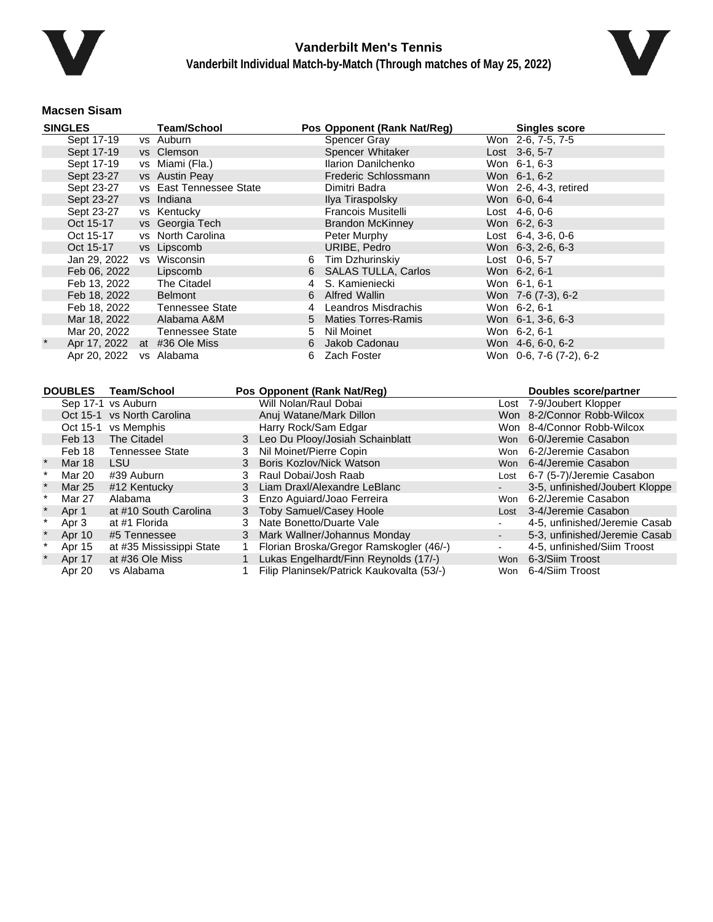# Vanderbilt Men's Tennis

## Vanderbilt Individual Match-by-Match (Through matches of May 25, 2022)

### Macsen Sisam

| SINGLES | | | Team/School | Pos | Opponent (Rank Nat/Reg) | | Singles score |
|---|---|---|---|---|---|---|---|
| | Sept 17-19 | vs | Auburn | | Spencer Gray | Won | 2-6, 7-5, 7-5 |
| | Sept 17-19 | vs | Clemson | | Spencer Whitaker | Lost | 3-6, 5-7 |
| | Sept 17-19 | vs | Miami (Fla.) | | Ilarion Danilchenko | Won | 6-1, 6-3 |
| | Sept 23-27 | vs | Austin Peay | | Frederic Schlossmann | Won | 6-1, 6-2 |
| | Sept 23-27 | vs | East Tennessee State | | Dimitri Badra | Won | 2-6, 4-3, retired |
| | Sept 23-27 | vs | Indiana | | Ilya Tiraspolsky | Won | 6-0, 6-4 |
| | Sept 23-27 | vs | Kentucky | | Francois Musitelli | Lost | 4-6, 0-6 |
| | Oct 15-17 | vs | Georgia Tech | | Brandon McKinney | Won | 6-2, 6-3 |
| | Oct 15-17 | vs | North Carolina | | Peter Murphy | Lost | 6-4, 3-6, 0-6 |
| | Oct 15-17 | vs | Lipscomb | | URIBE, Pedro | Won | 6-3, 2-6, 6-3 |
| | Jan 29, 2022 | vs | Wisconsin | 6 | Tim Dzhurinskiy | Lost | 0-6, 5-7 |
| | Feb 06, 2022 | | Lipscomb | 6 | SALAS TULLA, Carlos | Won | 6-2, 6-1 |
| | Feb 13, 2022 | | The Citadel | 4 | S. Kamieniecki | Won | 6-1, 6-1 |
| | Feb 18, 2022 | | Belmont | 6 | Alfred Wallin | Won | 7-6 (7-3), 6-2 |
| | Feb 18, 2022 | | Tennessee State | 4 | Leandros Misdrachis | Won | 6-2, 6-1 |
| | Mar 18, 2022 | | Alabama A&M | 5 | Maties Torres-Ramis | Won | 6-1, 3-6, 6-3 |
| | Mar 20, 2022 | | Tennessee State | 5 | Nil Moinet | Won | 6-2, 6-1 |
| * | Apr 17, 2022 | at | #36 Ole Miss | 6 | Jakob Cadonau | Won | 4-6, 6-0, 6-2 |
| | Apr 20, 2022 | vs | Alabama | 6 | Zach Foster | Won | 0-6, 7-6 (7-2), 6-2 |

| DOUBLES | | Team/School | Pos | Opponent (Rank Nat/Reg) | | Doubles score/partner |
|---|---|---|---|---|---|---|
| | Sep 17-1 | vs Auburn | | Will Nolan/Raul Dobai | Lost | 7-9/Joubert Klopper |
| | Oct 15-1 | vs North Carolina | | Anuj Watane/Mark Dillon | Won | 8-2/Connor Robb-Wilcox |
| | Oct 15-1 | vs Memphis | | Harry Rock/Sam Edgar | Won | 8-4/Connor Robb-Wilcox |
| | Feb 13 | The Citadel | 3 | Leo Du Plooy/Josiah Schainblatt | Won | 6-0/Jeremie Casabon |
| | Feb 18 | Tennessee State | 3 | Nil Moinet/Pierre Copin | Won | 6-2/Jeremie Casabon |
| * | Mar 18 | LSU | 3 | Boris Kozlov/Nick Watson | Won | 6-4/Jeremie Casabon |
| * | Mar 20 | #39 Auburn | 3 | Raul Dobai/Josh Raab | Lost | 6-7 (5-7)/Jeremie Casabon |
| * | Mar 25 | #12 Kentucky | 3 | Liam Draxl/Alexandre LeBlanc | - | 3-5, unfinished/Joubert Kloppe |
| * | Mar 27 | Alabama | 3 | Enzo Aguiard/Joao Ferreira | Won | 6-2/Jeremie Casabon |
| * | Apr 1 | at #10 South Carolina | 3 | Toby Samuel/Casey Hoole | Lost | 3-4/Jeremie Casabon |
| * | Apr 3 | at #1 Florida | 3 | Nate Bonetto/Duarte Vale | - | 4-5, unfinished/Jeremie Casab |
| * | Apr 10 | #5 Tennessee | 3 | Mark Wallner/Johannus Monday | - | 5-3, unfinished/Jeremie Casab |
| * | Apr 15 | at #35 Mississippi State | 1 | Florian Broska/Gregor Ramskogler (46/-) | - | 4-5, unfinished/Siim Troost |
| * | Apr 17 | at #36 Ole Miss | 1 | Lukas Engelhardt/Finn Reynolds (17/-) | Won | 6-3/Siim Troost |
| | Apr 20 | vs Alabama | 1 | Filip Planinsek/Patrick Kaukovalta (53/-) | Won | 6-4/Siim Troost |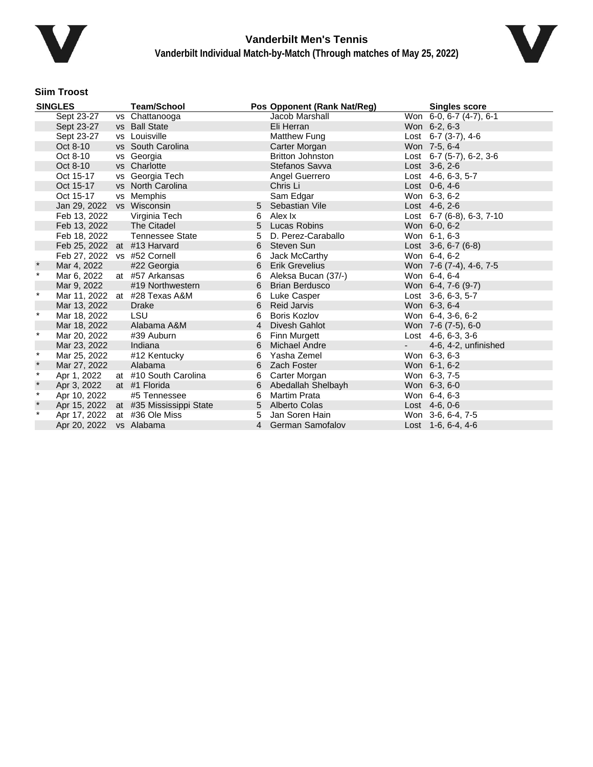# Vanderbilt Men's Tennis

## Vanderbilt Individual Match-by-Match (Through matches of May 25, 2022)

### Siim Troost

| SINGLES | | | Team/School | Pos | Opponent (Rank Nat/Reg) | | Singles score |
|---|---|---|---|---|---|---|---|
| | Sept 23-27 | vs | Chattanooga | | Jacob Marshall | Won | 6-0, 6-7 (4-7), 6-1 |
| | Sept 23-27 | vs | Ball State | | Eli Herran | Won | 6-2, 6-3 |
| | Sept 23-27 | vs | Louisville | | Matthew Fung | Lost | 6-7 (3-7), 4-6 |
| | Oct 8-10 | vs | South Carolina | | Carter Morgan | Won | 7-5, 6-4 |
| | Oct 8-10 | vs | Georgia | | Britton Johnston | Lost | 6-7 (5-7), 6-2, 3-6 |
| | Oct 8-10 | vs | Charlotte | | Stefanos Savva | Lost | 3-6, 2-6 |
| | Oct 15-17 | vs | Georgia Tech | | Angel Guerrero | Lost | 4-6, 6-3, 5-7 |
| | Oct 15-17 | vs | North Carolina | | Chris Li | Lost | 0-6, 4-6 |
| | Oct 15-17 | vs | Memphis | | Sam Edgar | Won | 6-3, 6-2 |
| | Jan 29, 2022 | vs | Wisconsin | 5 | Sebastian Vile | Lost | 4-6, 2-6 |
| | Feb 13, 2022 | | Virginia Tech | 6 | Alex Ix | Lost | 6-7 (6-8), 6-3, 7-10 |
| | Feb 13, 2022 | | The Citadel | 5 | Lucas Robins | Won | 6-0, 6-2 |
| | Feb 18, 2022 | | Tennessee State | 5 | D. Perez-Caraballo | Won | 6-1, 6-3 |
| | Feb 25, 2022 | at | #13 Harvard | 6 | Steven Sun | Lost | 3-6, 6-7 (6-8) |
| | Feb 27, 2022 | vs | #52 Cornell | 6 | Jack McCarthy | Won | 6-4, 6-2 |
| * | Mar 4, 2022 | | #22 Georgia | 6 | Erik Grevelius | Won | 7-6 (7-4), 4-6, 7-5 |
| * | Mar 6, 2022 | at | #57 Arkansas | 6 | Aleksa Bucan (37/-) | Won | 6-4, 6-4 |
| | Mar 9, 2022 | | #19 Northwestern | 6 | Brian Berdusco | Won | 6-4, 7-6 (9-7) |
| * | Mar 11, 2022 | at | #28 Texas A&M | 6 | Luke Casper | Lost | 3-6, 6-3, 5-7 |
| | Mar 13, 2022 | | Drake | 6 | Reid Jarvis | Won | 6-3, 6-4 |
| * | Mar 18, 2022 | | LSU | 6 | Boris Kozlov | Won | 6-4, 3-6, 6-2 |
| | Mar 18, 2022 | | Alabama A&M | 4 | Divesh Gahlot | Won | 7-6 (7-5), 6-0 |
| * | Mar 20, 2022 | | #39 Auburn | 6 | Finn Murgett | Lost | 4-6, 6-3, 3-6 |
| | Mar 23, 2022 | | Indiana | 6 | Michael Andre | - | 4-6, 4-2, unfinished |
| * | Mar 25, 2022 | | #12 Kentucky | 6 | Yasha Zemel | Won | 6-3, 6-3 |
| * | Mar 27, 2022 | | Alabama | 6 | Zach Foster | Won | 6-1, 6-2 |
| * | Apr 1, 2022 | at | #10 South Carolina | 6 | Carter Morgan | Won | 6-3, 7-5 |
| * | Apr 3, 2022 | at | #1 Florida | 6 | Abedallah Shelbayh | Won | 6-3, 6-0 |
| * | Apr 10, 2022 | | #5 Tennessee | 6 | Martim Prata | Won | 6-4, 6-3 |
| * | Apr 15, 2022 | at | #35 Mississippi State | 5 | Alberto Colas | Lost | 4-6, 0-6 |
| * | Apr 17, 2022 | at | #36 Ole Miss | 5 | Jan Soren Hain | Won | 3-6, 6-4, 7-5 |
| | Apr 20, 2022 | vs | Alabama | 4 | German Samofalov | Lost | 1-6, 6-4, 4-6 |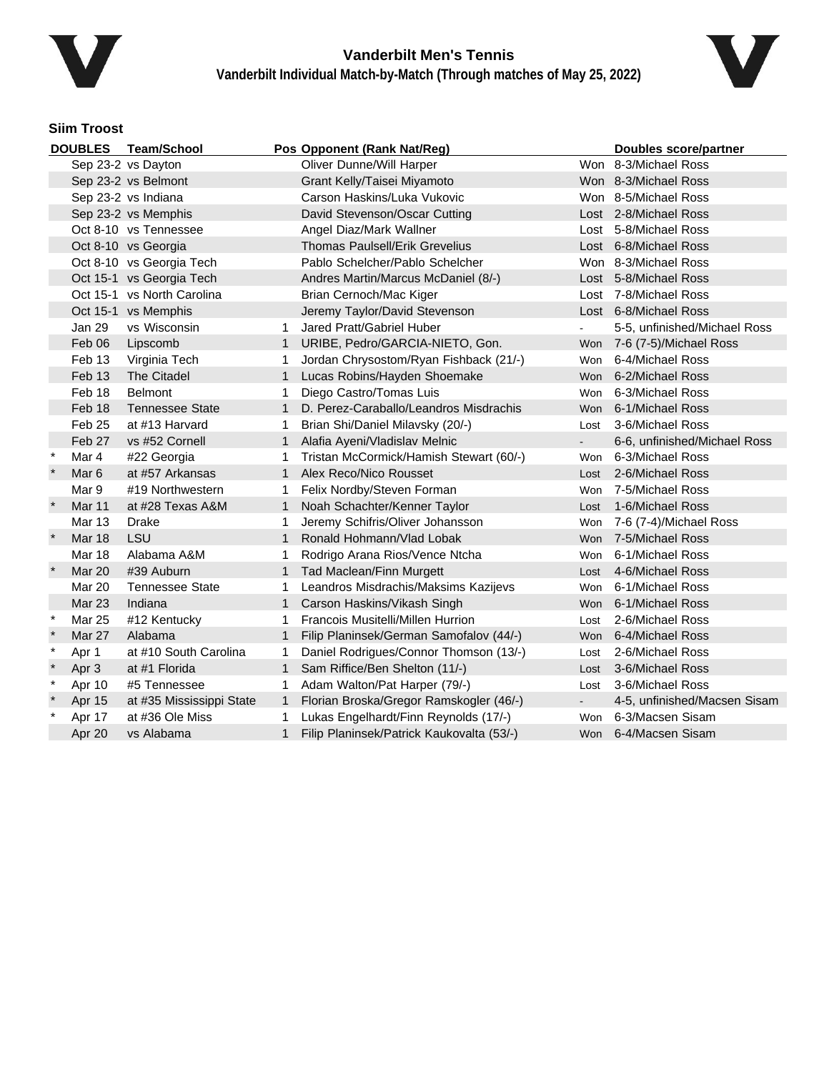# Vanderbilt Men's Tennis

## Vanderbilt Individual Match-by-Match (Through matches of May 25, 2022)

### Siim Troost

| DOUBLES | | Team/School | Pos | Opponent (Rank Nat/Reg) | | Doubles score/partner |
|---|---|---|---|---|---|---|
| | Sep 23-2 | vs Dayton | | Oliver Dunne/Will Harper | Won | 8-3/Michael Ross |
| | Sep 23-2 | vs Belmont | | Grant Kelly/Taisei Miyamoto | Won | 8-3/Michael Ross |
| | Sep 23-2 | vs Indiana | | Carson Haskins/Luka Vukovic | Won | 8-5/Michael Ross |
| | Sep 23-2 | vs Memphis | | David Stevenson/Oscar Cutting | Lost | 2-8/Michael Ross |
| | Oct 8-10 | vs Tennessee | | Angel Diaz/Mark Wallner | Lost | 5-8/Michael Ross |
| | Oct 8-10 | vs Georgia | | Thomas Paulsell/Erik Grevelius | Lost | 6-8/Michael Ross |
| | Oct 8-10 | vs Georgia Tech | | Pablo Schelcher/Pablo Schelcher | Won | 8-3/Michael Ross |
| | Oct 15-1 | vs Georgia Tech | | Andres Martin/Marcus McDaniel (8/-) | Lost | 5-8/Michael Ross |
| | Oct 15-1 | vs North Carolina | | Brian Cernoch/Mac Kiger | Lost | 7-8/Michael Ross |
| | Oct 15-1 | vs Memphis | | Jeremy Taylor/David Stevenson | Lost | 6-8/Michael Ross |
| | Jan 29 | vs Wisconsin | 1 | Jared Pratt/Gabriel Huber | - | 5-5, unfinished/Michael Ross |
| | Feb 06 | Lipscomb | 1 | URIBE, Pedro/GARCIA-NIETO, Gon. | Won | 7-6 (7-5)/Michael Ross |
| | Feb 13 | Virginia Tech | 1 | Jordan Chrysostom/Ryan Fishback (21/-) | Won | 6-4/Michael Ross |
| | Feb 13 | The Citadel | 1 | Lucas Robins/Hayden Shoemake | Won | 6-2/Michael Ross |
| | Feb 18 | Belmont | 1 | Diego Castro/Tomas Luis | Won | 6-3/Michael Ross |
| | Feb 18 | Tennessee State | 1 | D. Perez-Caraballo/Leandros Misdrachis | Won | 6-1/Michael Ross |
| | Feb 25 | at #13 Harvard | 1 | Brian Shi/Daniel Milavsky (20/-) | Lost | 3-6/Michael Ross |
| | Feb 27 | vs #52 Cornell | 1 | Alafia Ayeni/Vladislav Melnic | - | 6-6, unfinished/Michael Ross |
| * | Mar 4 | #22 Georgia | 1 | Tristan McCormick/Hamish Stewart (60/-) | Won | 6-3/Michael Ross |
| * | Mar 6 | at #57 Arkansas | 1 | Alex Reco/Nico Rousset | Lost | 2-6/Michael Ross |
| | Mar 9 | #19 Northwestern | 1 | Felix Nordby/Steven Forman | Won | 7-5/Michael Ross |
| * | Mar 11 | at #28 Texas A&M | 1 | Noah Schachter/Kenner Taylor | Lost | 1-6/Michael Ross |
| | Mar 13 | Drake | 1 | Jeremy Schifris/Oliver Johansson | Won | 7-6 (7-4)/Michael Ross |
| * | Mar 18 | LSU | 1 | Ronald Hohmann/Vlad Lobak | Won | 7-5/Michael Ross |
| | Mar 18 | Alabama A&M | 1 | Rodrigo Arana Rios/Vence Ntcha | Won | 6-1/Michael Ross |
| * | Mar 20 | #39 Auburn | 1 | Tad Maclean/Finn Murgett | Lost | 4-6/Michael Ross |
| | Mar 20 | Tennessee State | 1 | Leandros Misdrachis/Maksims Kazijevs | Won | 6-1/Michael Ross |
| | Mar 23 | Indiana | 1 | Carson Haskins/Vikash Singh | Won | 6-1/Michael Ross |
| * | Mar 25 | #12 Kentucky | 1 | Francois Musitelli/Millen Hurrion | Lost | 2-6/Michael Ross |
| * | Mar 27 | Alabama | 1 | Filip Planinsek/German Samofalov (44/-) | Won | 6-4/Michael Ross |
| * | Apr 1 | at #10 South Carolina | 1 | Daniel Rodrigues/Connor Thomson (13/-) | Lost | 2-6/Michael Ross |
| * | Apr 3 | at #1 Florida | 1 | Sam Riffice/Ben Shelton (11/-) | Lost | 3-6/Michael Ross |
| * | Apr 10 | #5 Tennessee | 1 | Adam Walton/Pat Harper (79/-) | Lost | 3-6/Michael Ross |
| * | Apr 15 | at #35 Mississippi State | 1 | Florian Broska/Gregor Ramskogler (46/-) | - | 4-5, unfinished/Macsen Sisam |
| * | Apr 17 | at #36 Ole Miss | 1 | Lukas Engelhardt/Finn Reynolds (17/-) | Won | 6-3/Macsen Sisam |
| | Apr 20 | vs Alabama | 1 | Filip Planinsek/Patrick Kaukovalta (53/-) | Won | 6-4/Macsen Sisam |